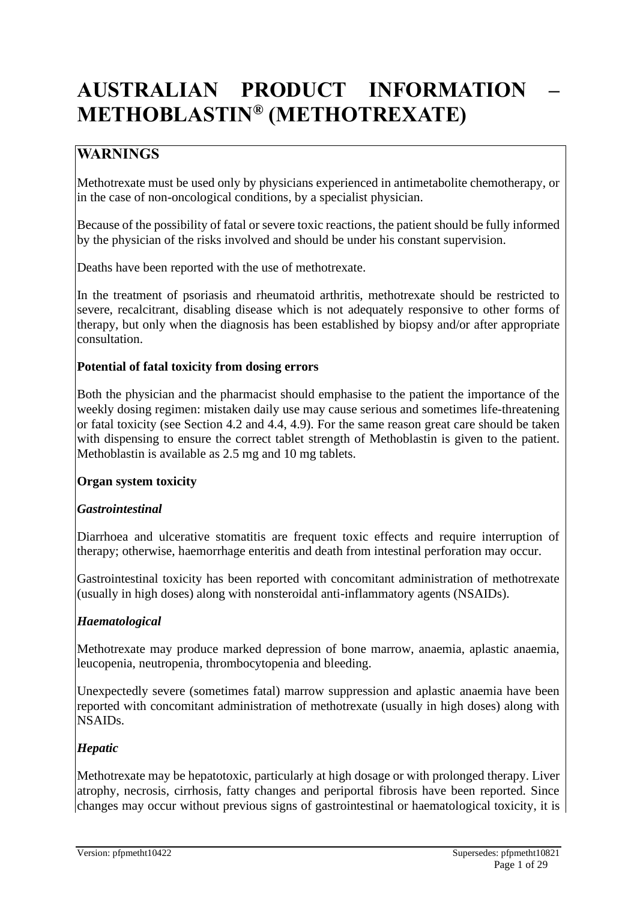# AUSTRALIAN PRODUCT INFORMATION – METHOBLASTIN® (METHOTREXATE)

## WARNINGS

Methotrexate must be used only by physicians experienced in antimetabolite chemotherapy, or in the case of non-oncological conditions, by a specialist physician.

Because of the possibility of fatal or severe toxic reactions, the patient should be fully informed by the physician of the risks involved and should be under his constant supervision.

Deaths have been reported with the use of methotrexate.

In the treatment of psoriasis and rheumatoid arthritis, methotrexate should be restricted to severe, recalcitrant, disabling disease which is not adequately responsive to other forms of therapy, but only when the diagnosis has been established by biopsy and/or after appropriate consultation.

**Potential of fatal toxicity from dosing errors**

Both the physician and the pharmacist should emphasise to the patient the importance of the weekly dosing regimen: mistaken daily use may cause serious and sometimes life-threatening or fatal toxicity (see Section 4.2 and 4.4, 4.9). For the same reason great care should be taken with dispensing to ensure the correct tablet strength of Methoblastin is given to the patient. Methoblastin is available as 2.5 mg and 10 mg tablets.

**Organ system toxicity**

***Gastrointestinal***

Diarrhoea and ulcerative stomatitis are frequent toxic effects and require interruption of therapy; otherwise, haemorrhage enteritis and death from intestinal perforation may occur.

Gastrointestinal toxicity has been reported with concomitant administration of methotrexate (usually in high doses) along with nonsteroidal anti-inflammatory agents (NSAIDs).

***Haematological***

Methotrexate may produce marked depression of bone marrow, anaemia, aplastic anaemia, leucopenia, neutropenia, thrombocytopenia and bleeding.

Unexpectedly severe (sometimes fatal) marrow suppression and aplastic anaemia have been reported with concomitant administration of methotrexate (usually in high doses) along with NSAIDs.

***Hepatic***

Methotrexate may be hepatotoxic, particularly at high dosage or with prolonged therapy. Liver atrophy, necrosis, cirrhosis, fatty changes and periportal fibrosis have been reported. Since changes may occur without previous signs of gastrointestinal or haematological toxicity, it is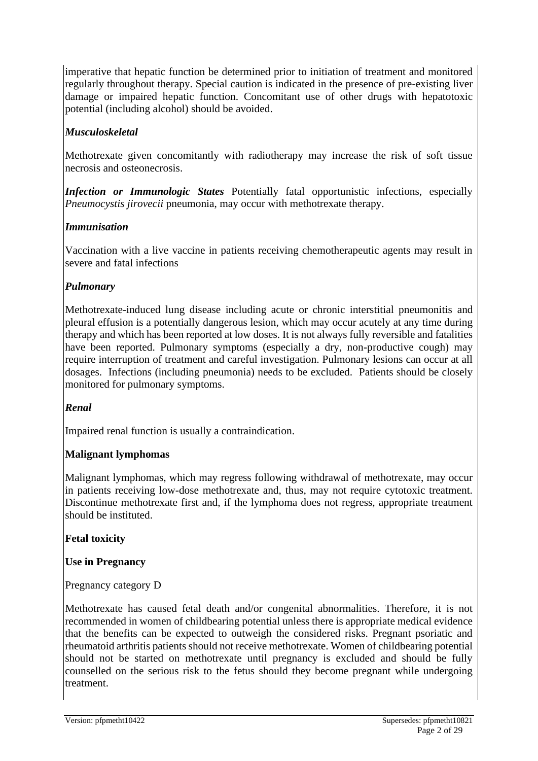imperative that hepatic function be determined prior to initiation of treatment and monitored regularly throughout therapy. Special caution is indicated in the presence of pre-existing liver damage or impaired hepatic function. Concomitant use of other drugs with hepatotoxic potential (including alcohol) should be avoided.

***Musculoskeletal***

Methotrexate given concomitantly with radiotherapy may increase the risk of soft tissue necrosis and osteonecrosis.

***Infection or Immunologic States*** Potentially fatal opportunistic infections, especially *Pneumocystis jirovecii* pneumonia, may occur with methotrexate therapy.

***Immunisation***

Vaccination with a live vaccine in patients receiving chemotherapeutic agents may result in severe and fatal infections

***Pulmonary***

Methotrexate-induced lung disease including acute or chronic interstitial pneumonitis and pleural effusion is a potentially dangerous lesion, which may occur acutely at any time during therapy and which has been reported at low doses. It is not always fully reversible and fatalities have been reported. Pulmonary symptoms (especially a dry, non-productive cough) may require interruption of treatment and careful investigation. Pulmonary lesions can occur at all dosages. Infections (including pneumonia) needs to be excluded. Patients should be closely monitored for pulmonary symptoms.

***Renal***

Impaired renal function is usually a contraindication.

**Malignant lymphomas**

Malignant lymphomas, which may regress following withdrawal of methotrexate, may occur in patients receiving low-dose methotrexate and, thus, may not require cytotoxic treatment. Discontinue methotrexate first and, if the lymphoma does not regress, appropriate treatment should be instituted.

**Fetal toxicity**

**Use in Pregnancy**

Pregnancy category D

Methotrexate has caused fetal death and/or congenital abnormalities. Therefore, it is not recommended in women of childbearing potential unless there is appropriate medical evidence that the benefits can be expected to outweigh the considered risks. Pregnant psoriatic and rheumatoid arthritis patients should not receive methotrexate. Women of childbearing potential should not be started on methotrexate until pregnancy is excluded and should be fully counselled on the serious risk to the fetus should they become pregnant while undergoing treatment.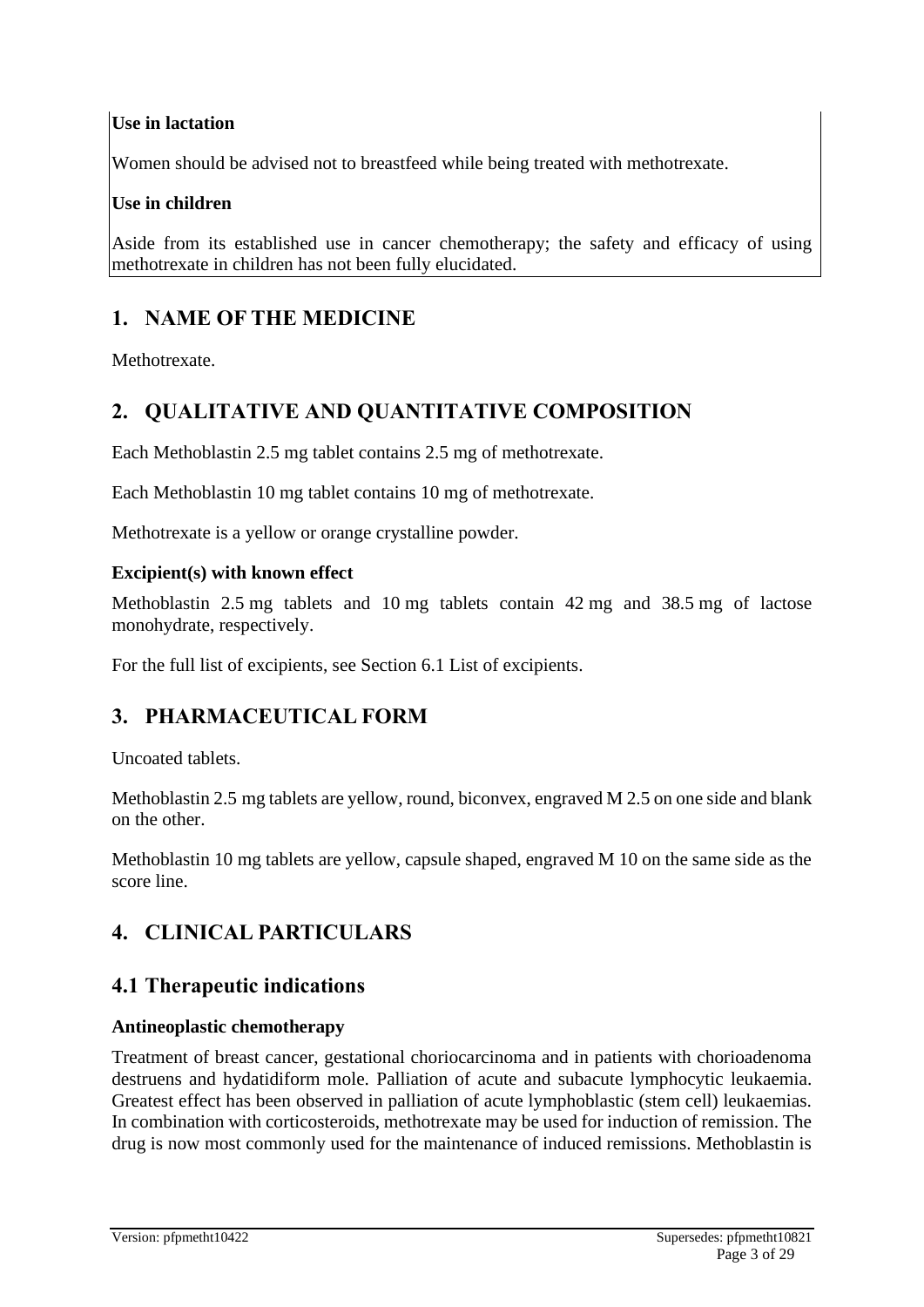**Use in lactation**

Women should be advised not to breastfeed while being treated with methotrexate.

**Use in children**

Aside from its established use in cancer chemotherapy; the safety and efficacy of using methotrexate in children has not been fully elucidated.

# 1. NAME OF THE MEDICINE

Methotrexate.

# 2. QUALITATIVE AND QUANTITATIVE COMPOSITION

Each Methoblastin 2.5 mg tablet contains 2.5 mg of methotrexate.

Each Methoblastin 10 mg tablet contains 10 mg of methotrexate.

Methotrexate is a yellow or orange crystalline powder.

### Excipient(s) with known effect

Methoblastin 2.5 mg tablets and 10 mg tablets contain 42 mg and 38.5 mg of lactose monohydrate, respectively.

For the full list of excipients, see Section 6.1 List of excipients.

# 3. PHARMACEUTICAL FORM

Uncoated tablets.

Methoblastin 2.5 mg tablets are yellow, round, biconvex, engraved M 2.5 on one side and blank on the other.

Methoblastin 10 mg tablets are yellow, capsule shaped, engraved M 10 on the same side as the score line.

# 4. CLINICAL PARTICULARS

## 4.1 Therapeutic indications

### Antineoplastic chemotherapy

Treatment of breast cancer, gestational choriocarcinoma and in patients with chorioadenoma destruens and hydatidiform mole. Palliation of acute and subacute lymphocytic leukaemia. Greatest effect has been observed in palliation of acute lymphoblastic (stem cell) leukaemias. In combination with corticosteroids, methotrexate may be used for induction of remission. The drug is now most commonly used for the maintenance of induced remissions. Methoblastin is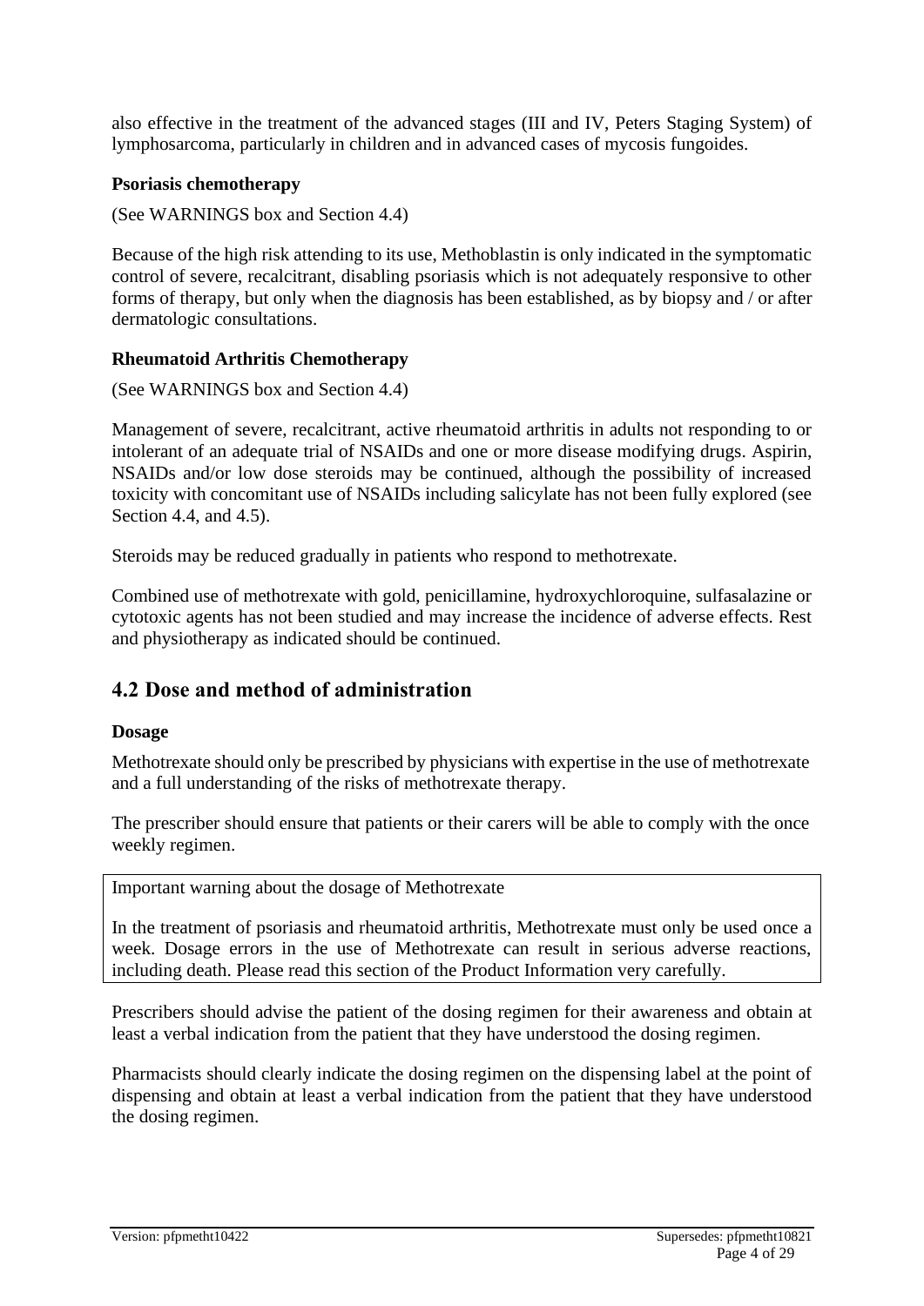also effective in the treatment of the advanced stages (III and IV, Peters Staging System) of lymphosarcoma, particularly in children and in advanced cases of mycosis fungoides.

**Psoriasis chemotherapy**

(See WARNINGS box and Section 4.4)

Because of the high risk attending to its use, Methoblastin is only indicated in the symptomatic control of severe, recalcitrant, disabling psoriasis which is not adequately responsive to other forms of therapy, but only when the diagnosis has been established, as by biopsy and / or after dermatologic consultations.

**Rheumatoid Arthritis Chemotherapy**

(See WARNINGS box and Section 4.4)

Management of severe, recalcitrant, active rheumatoid arthritis in adults not responding to or intolerant of an adequate trial of NSAIDs and one or more disease modifying drugs. Aspirin, NSAIDs and/or low dose steroids may be continued, although the possibility of increased toxicity with concomitant use of NSAIDs including salicylate has not been fully explored (see Section 4.4, and 4.5).

Steroids may be reduced gradually in patients who respond to methotrexate.

Combined use of methotrexate with gold, penicillamine, hydroxychloroquine, sulfasalazine or cytotoxic agents has not been studied and may increase the incidence of adverse effects. Rest and physiotherapy as indicated should be continued.

## 4.2 Dose and method of administration

**Dosage**

Methotrexate should only be prescribed by physicians with expertise in the use of methotrexate and a full understanding of the risks of methotrexate therapy.

The prescriber should ensure that patients or their carers will be able to comply with the once weekly regimen.

> Important warning about the dosage of Methotrexate
>
> In the treatment of psoriasis and rheumatoid arthritis, Methotrexate must only be used once a week. Dosage errors in the use of Methotrexate can result in serious adverse reactions, including death. Please read this section of the Product Information very carefully.

Prescribers should advise the patient of the dosing regimen for their awareness and obtain at least a verbal indication from the patient that they have understood the dosing regimen.

Pharmacists should clearly indicate the dosing regimen on the dispensing label at the point of dispensing and obtain at least a verbal indication from the patient that they have understood the dosing regimen.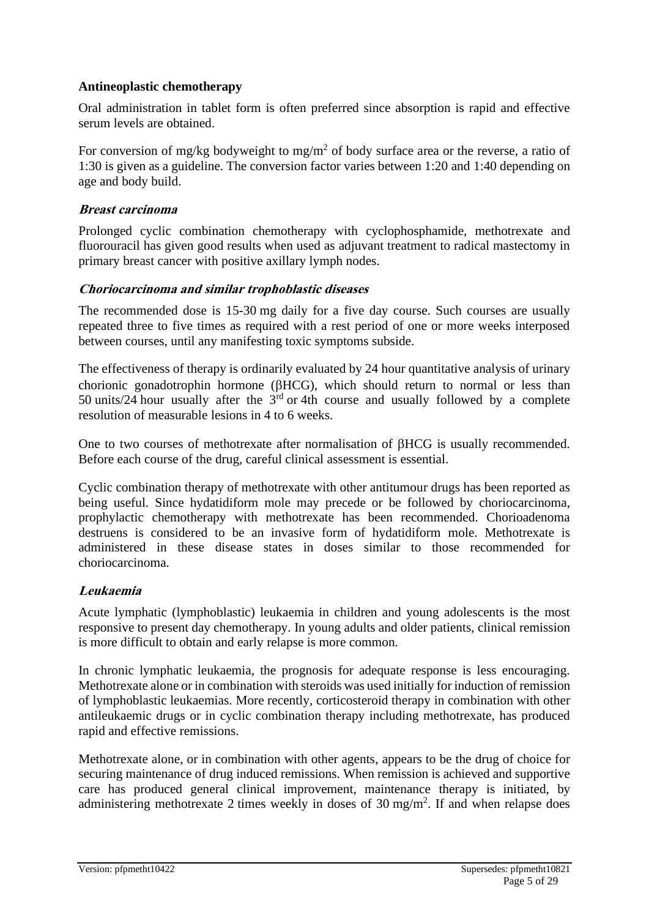### Antineoplastic chemotherapy

Oral administration in tablet form is often preferred since absorption is rapid and effective serum levels are obtained.

For conversion of mg/kg bodyweight to mg/$m^2$ of body surface area or the reverse, a ratio of 1:30 is given as a guideline. The conversion factor varies between 1:20 and 1:40 depending on age and body build.

#### *Breast carcinoma*

Prolonged cyclic combination chemotherapy with cyclophosphamide, methotrexate and fluorouracil has given good results when used as adjuvant treatment to radical mastectomy in primary breast cancer with positive axillary lymph nodes.

#### *Choriocarcinoma and similar trophoblastic diseases*

The recommended dose is 15-30 mg daily for a five day course. Such courses are usually repeated three to five times as required with a rest period of one or more weeks interposed between courses, until any manifesting toxic symptoms subside.

The effectiveness of therapy is ordinarily evaluated by 24 hour quantitative analysis of urinary chorionic gonadotrophin hormone (βHCG), which should return to normal or less than 50 units/24 hour usually after the 3rd or 4th course and usually followed by a complete resolution of measurable lesions in 4 to 6 weeks.

One to two courses of methotrexate after normalisation of βHCG is usually recommended. Before each course of the drug, careful clinical assessment is essential.

Cyclic combination therapy of methotrexate with other antitumour drugs has been reported as being useful. Since hydatidiform mole may precede or be followed by choriocarcinoma, prophylactic chemotherapy with methotrexate has been recommended. Chorioadenoma destruens is considered to be an invasive form of hydatidiform mole. Methotrexate is administered in these disease states in doses similar to those recommended for choriocarcinoma.

#### *Leukaemia*

Acute lymphatic (lymphoblastic) leukaemia in children and young adolescents is the most responsive to present day chemotherapy. In young adults and older patients, clinical remission is more difficult to obtain and early relapse is more common.

In chronic lymphatic leukaemia, the prognosis for adequate response is less encouraging. Methotrexate alone or in combination with steroids was used initially for induction of remission of lymphoblastic leukaemias. More recently, corticosteroid therapy in combination with other antileukaemic drugs or in cyclic combination therapy including methotrexate, has produced rapid and effective remissions.

Methotrexate alone, or in combination with other agents, appears to be the drug of choice for securing maintenance of drug induced remissions. When remission is achieved and supportive care has produced general clinical improvement, maintenance therapy is initiated, by administering methotrexate 2 times weekly in doses of 30 mg/$m^2$. If and when relapse does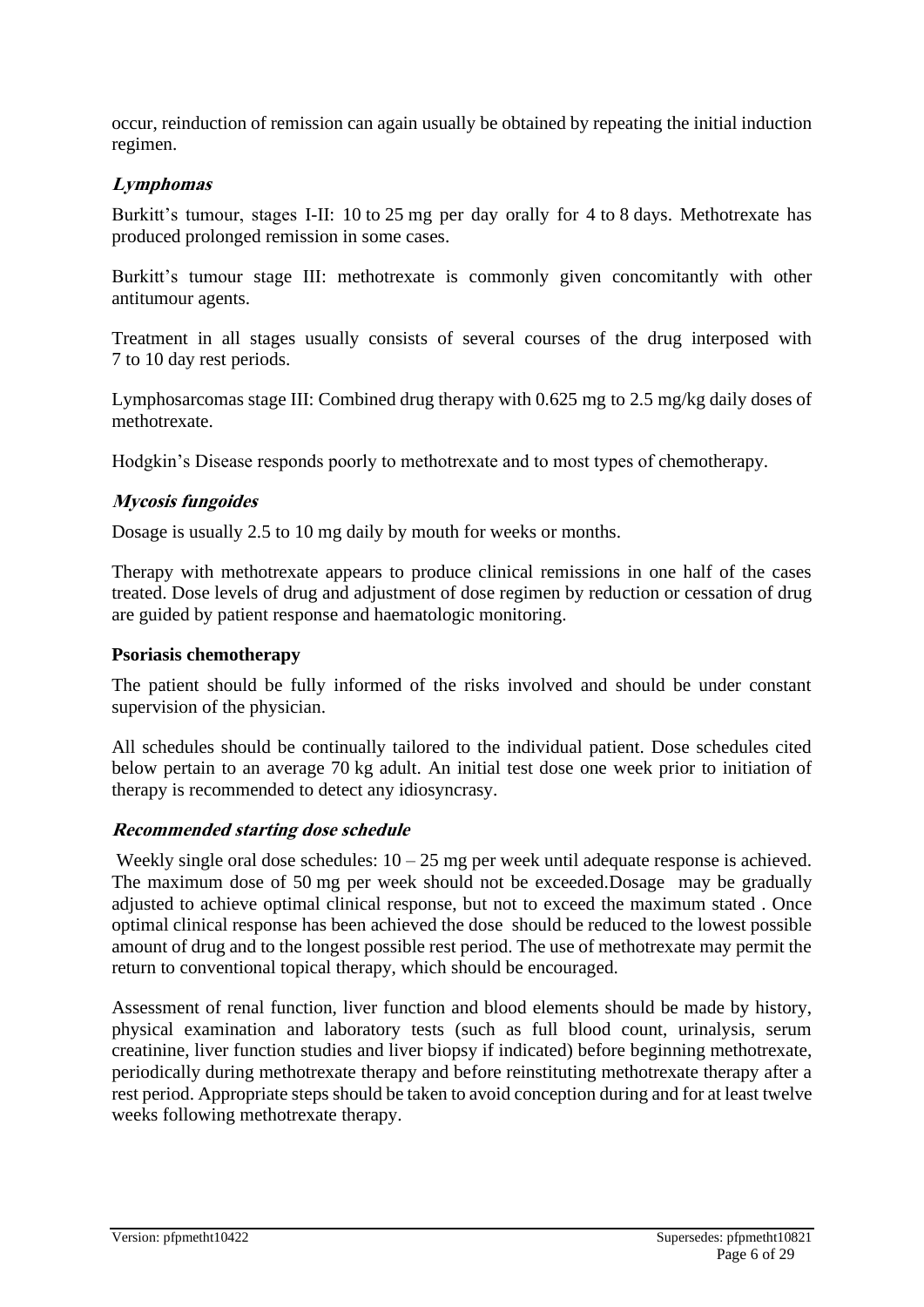occur, reinduction of remission can again usually be obtained by repeating the initial induction regimen.

### *Lymphomas*

Burkitt's tumour, stages I-II: 10 to 25 mg per day orally for 4 to 8 days. Methotrexate has produced prolonged remission in some cases.

Burkitt's tumour stage III: methotrexate is commonly given concomitantly with other antitumour agents.

Treatment in all stages usually consists of several courses of the drug interposed with 7 to 10 day rest periods.

Lymphosarcomas stage III: Combined drug therapy with 0.625 mg to 2.5 mg/kg daily doses of methotrexate.

Hodgkin's Disease responds poorly to methotrexate and to most types of chemotherapy.

### *Mycosis fungoides*

Dosage is usually 2.5 to 10 mg daily by mouth for weeks or months.

Therapy with methotrexate appears to produce clinical remissions in one half of the cases treated. Dose levels of drug and adjustment of dose regimen by reduction or cessation of drug are guided by patient response and haematologic monitoring.

### Psoriasis chemotherapy

The patient should be fully informed of the risks involved and should be under constant supervision of the physician.

All schedules should be continually tailored to the individual patient. Dose schedules cited below pertain to an average 70 kg adult. An initial test dose one week prior to initiation of therapy is recommended to detect any idiosyncrasy.

### *Recommended starting dose schedule*

Weekly single oral dose schedules: 10 – 25 mg per week until adequate response is achieved. The maximum dose of 50 mg per week should not be exceeded.Dosage may be gradually adjusted to achieve optimal clinical response, but not to exceed the maximum stated . Once optimal clinical response has been achieved the dose should be reduced to the lowest possible amount of drug and to the longest possible rest period. The use of methotrexate may permit the return to conventional topical therapy, which should be encouraged.

Assessment of renal function, liver function and blood elements should be made by history, physical examination and laboratory tests (such as full blood count, urinalysis, serum creatinine, liver function studies and liver biopsy if indicated) before beginning methotrexate, periodically during methotrexate therapy and before reinstituting methotrexate therapy after a rest period. Appropriate steps should be taken to avoid conception during and for at least twelve weeks following methotrexate therapy.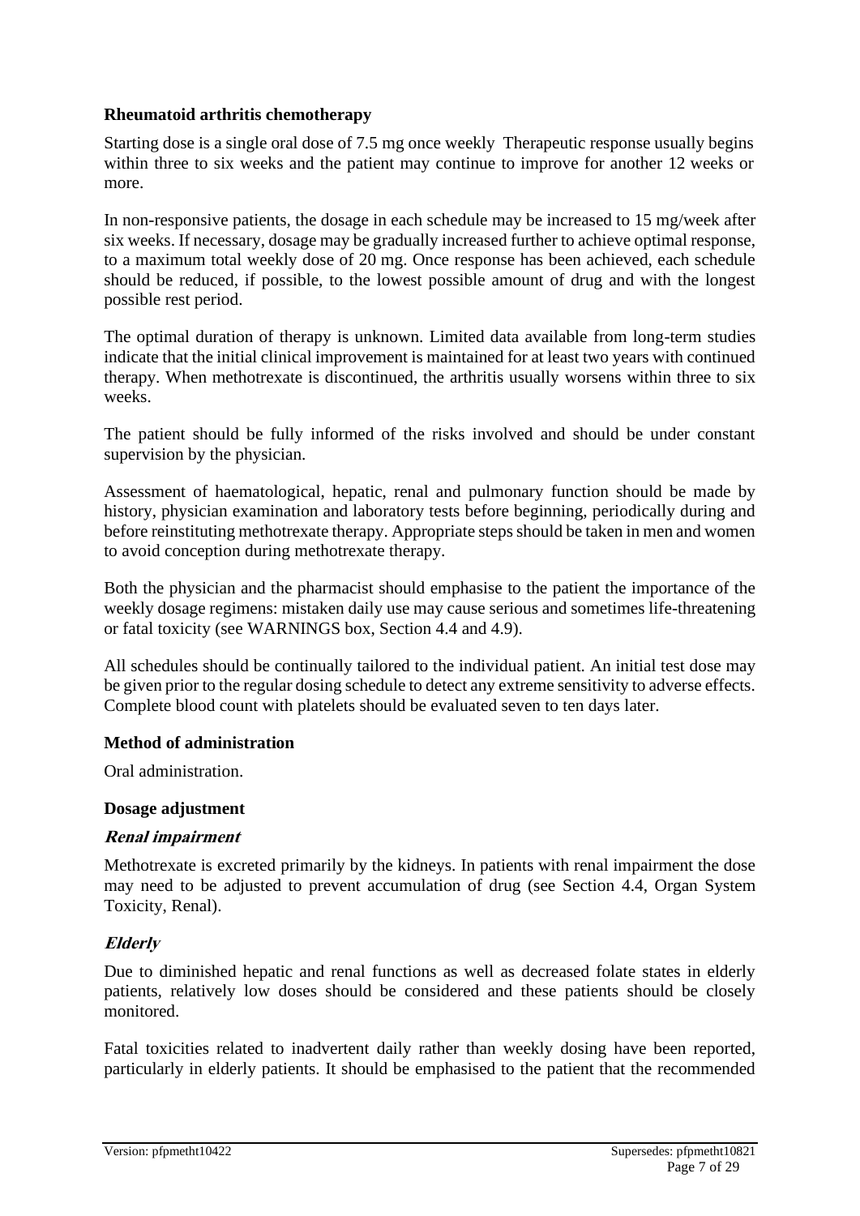**Rheumatoid arthritis chemotherapy**

Starting dose is a single oral dose of 7.5 mg once weekly Therapeutic response usually begins within three to six weeks and the patient may continue to improve for another 12 weeks or more.

In non-responsive patients, the dosage in each schedule may be increased to 15 mg/week after six weeks. If necessary, dosage may be gradually increased further to achieve optimal response, to a maximum total weekly dose of 20 mg. Once response has been achieved, each schedule should be reduced, if possible, to the lowest possible amount of drug and with the longest possible rest period.

The optimal duration of therapy is unknown. Limited data available from long-term studies indicate that the initial clinical improvement is maintained for at least two years with continued therapy. When methotrexate is discontinued, the arthritis usually worsens within three to six weeks.

The patient should be fully informed of the risks involved and should be under constant supervision by the physician.

Assessment of haematological, hepatic, renal and pulmonary function should be made by history, physician examination and laboratory tests before beginning, periodically during and before reinstituting methotrexate therapy. Appropriate steps should be taken in men and women to avoid conception during methotrexate therapy.

Both the physician and the pharmacist should emphasise to the patient the importance of the weekly dosage regimens: mistaken daily use may cause serious and sometimes life-threatening or fatal toxicity (see WARNINGS box, Section 4.4 and 4.9).

All schedules should be continually tailored to the individual patient. An initial test dose may be given prior to the regular dosing schedule to detect any extreme sensitivity to adverse effects. Complete blood count with platelets should be evaluated seven to ten days later.

**Method of administration**

Oral administration.

**Dosage adjustment**

***Renal impairment***

Methotrexate is excreted primarily by the kidneys. In patients with renal impairment the dose may need to be adjusted to prevent accumulation of drug (see Section 4.4, Organ System Toxicity, Renal).

***Elderly***

Due to diminished hepatic and renal functions as well as decreased folate states in elderly patients, relatively low doses should be considered and these patients should be closely monitored.

Fatal toxicities related to inadvertent daily rather than weekly dosing have been reported, particularly in elderly patients. It should be emphasised to the patient that the recommended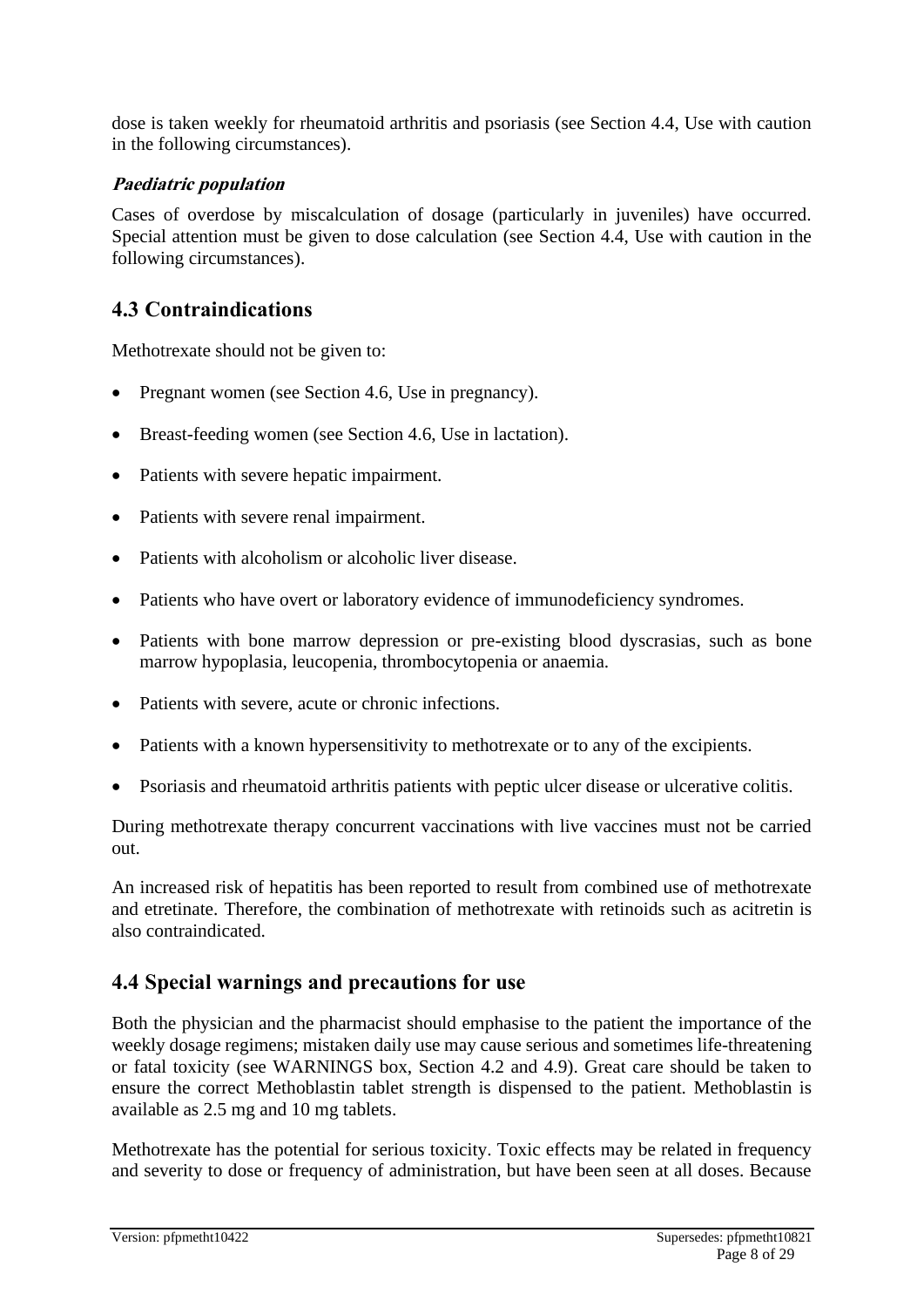dose is taken weekly for rheumatoid arthritis and psoriasis (see Section 4.4, Use with caution in the following circumstances).

***Paediatric population***

Cases of overdose by miscalculation of dosage (particularly in juveniles) have occurred. Special attention must be given to dose calculation (see Section 4.4, Use with caution in the following circumstances).

## 4.3 Contraindications

Methotrexate should not be given to:

- Pregnant women (see Section 4.6, Use in pregnancy).
- Breast-feeding women (see Section 4.6, Use in lactation).
- Patients with severe hepatic impairment.
- Patients with severe renal impairment.
- Patients with alcoholism or alcoholic liver disease.
- Patients who have overt or laboratory evidence of immunodeficiency syndromes.
- Patients with bone marrow depression or pre-existing blood dyscrasias, such as bone marrow hypoplasia, leucopenia, thrombocytopenia or anaemia.
- Patients with severe, acute or chronic infections.
- Patients with a known hypersensitivity to methotrexate or to any of the excipients.
- Psoriasis and rheumatoid arthritis patients with peptic ulcer disease or ulcerative colitis.

During methotrexate therapy concurrent vaccinations with live vaccines must not be carried out.

An increased risk of hepatitis has been reported to result from combined use of methotrexate and etretinate. Therefore, the combination of methotrexate with retinoids such as acitretin is also contraindicated.

## 4.4 Special warnings and precautions for use

Both the physician and the pharmacist should emphasise to the patient the importance of the weekly dosage regimens; mistaken daily use may cause serious and sometimes life-threatening or fatal toxicity (see WARNINGS box, Section 4.2 and 4.9). Great care should be taken to ensure the correct Methoblastin tablet strength is dispensed to the patient. Methoblastin is available as 2.5 mg and 10 mg tablets.

Methotrexate has the potential for serious toxicity. Toxic effects may be related in frequency and severity to dose or frequency of administration, but have been seen at all doses. Because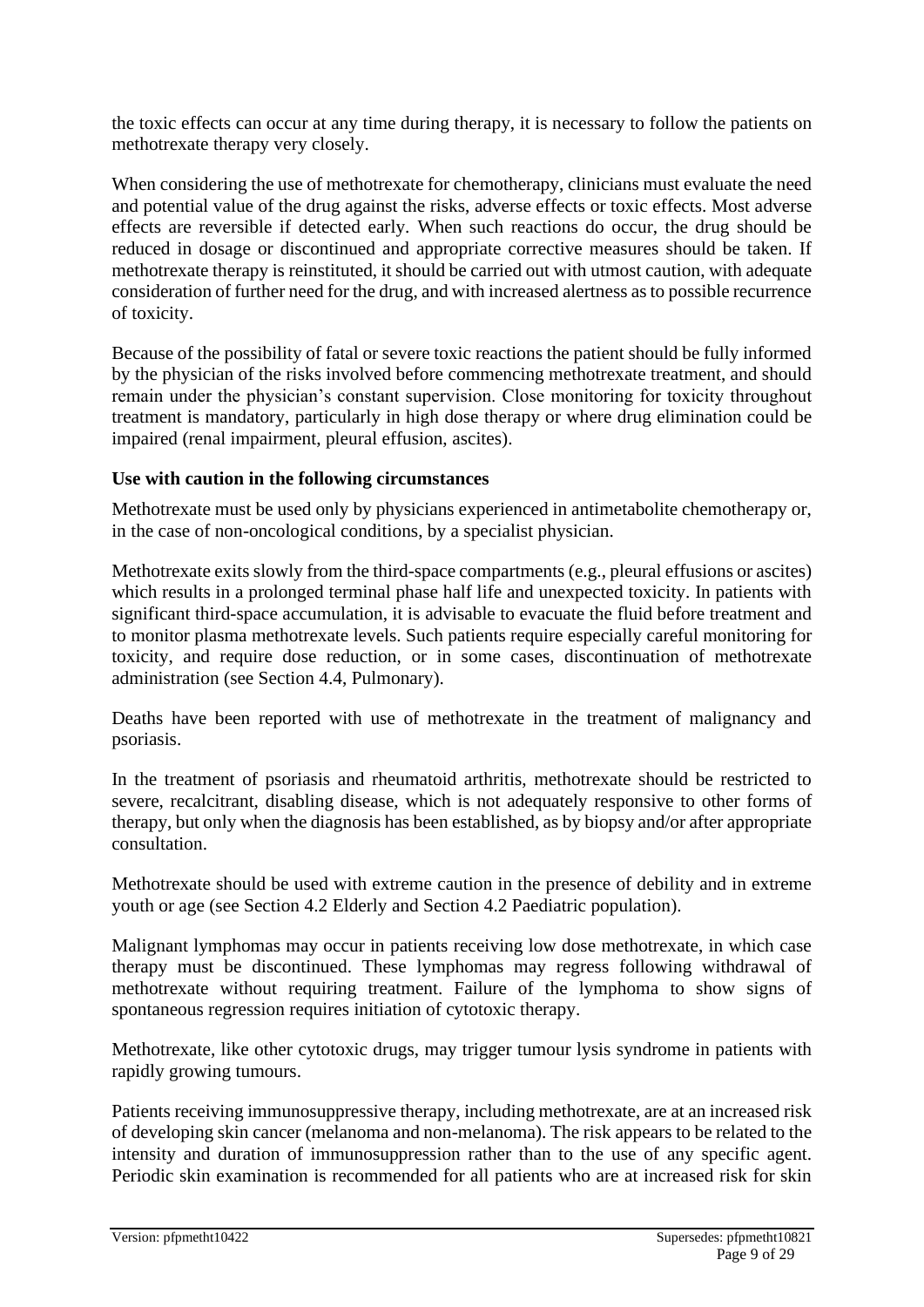the toxic effects can occur at any time during therapy, it is necessary to follow the patients on methotrexate therapy very closely.

When considering the use of methotrexate for chemotherapy, clinicians must evaluate the need and potential value of the drug against the risks, adverse effects or toxic effects. Most adverse effects are reversible if detected early. When such reactions do occur, the drug should be reduced in dosage or discontinued and appropriate corrective measures should be taken. If methotrexate therapy is reinstituted, it should be carried out with utmost caution, with adequate consideration of further need for the drug, and with increased alertness as to possible recurrence of toxicity.

Because of the possibility of fatal or severe toxic reactions the patient should be fully informed by the physician of the risks involved before commencing methotrexate treatment, and should remain under the physician's constant supervision. Close monitoring for toxicity throughout treatment is mandatory, particularly in high dose therapy or where drug elimination could be impaired (renal impairment, pleural effusion, ascites).

**Use with caution in the following circumstances**

Methotrexate must be used only by physicians experienced in antimetabolite chemotherapy or, in the case of non-oncological conditions, by a specialist physician.

Methotrexate exits slowly from the third-space compartments (e.g., pleural effusions or ascites) which results in a prolonged terminal phase half life and unexpected toxicity. In patients with significant third-space accumulation, it is advisable to evacuate the fluid before treatment and to monitor plasma methotrexate levels. Such patients require especially careful monitoring for toxicity, and require dose reduction, or in some cases, discontinuation of methotrexate administration (see Section 4.4, Pulmonary).

Deaths have been reported with use of methotrexate in the treatment of malignancy and psoriasis.

In the treatment of psoriasis and rheumatoid arthritis, methotrexate should be restricted to severe, recalcitrant, disabling disease, which is not adequately responsive to other forms of therapy, but only when the diagnosis has been established, as by biopsy and/or after appropriate consultation.

Methotrexate should be used with extreme caution in the presence of debility and in extreme youth or age (see Section 4.2 Elderly and Section 4.2 Paediatric population).

Malignant lymphomas may occur in patients receiving low dose methotrexate, in which case therapy must be discontinued. These lymphomas may regress following withdrawal of methotrexate without requiring treatment. Failure of the lymphoma to show signs of spontaneous regression requires initiation of cytotoxic therapy.

Methotrexate, like other cytotoxic drugs, may trigger tumour lysis syndrome in patients with rapidly growing tumours.

Patients receiving immunosuppressive therapy, including methotrexate, are at an increased risk of developing skin cancer (melanoma and non-melanoma). The risk appears to be related to the intensity and duration of immunosuppression rather than to the use of any specific agent. Periodic skin examination is recommended for all patients who are at increased risk for skin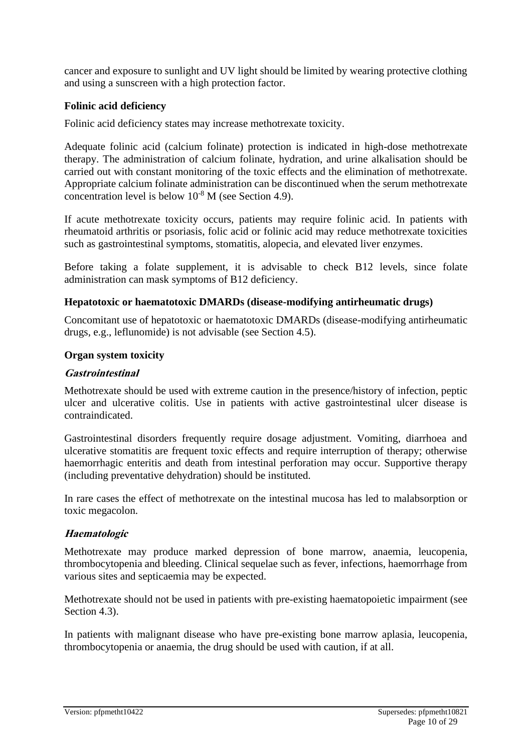cancer and exposure to sunlight and UV light should be limited by wearing protective clothing and using a sunscreen with a high protection factor.

**Folinic acid deficiency**

Folinic acid deficiency states may increase methotrexate toxicity.

Adequate folinic acid (calcium folinate) protection is indicated in high-dose methotrexate therapy. The administration of calcium folinate, hydration, and urine alkalisation should be carried out with constant monitoring of the toxic effects and the elimination of methotrexate. Appropriate calcium folinate administration can be discontinued when the serum methotrexate concentration level is below $10^{-8}$ M (see Section 4.9).

If acute methotrexate toxicity occurs, patients may require folinic acid. In patients with rheumatoid arthritis or psoriasis, folic acid or folinic acid may reduce methotrexate toxicities such as gastrointestinal symptoms, stomatitis, alopecia, and elevated liver enzymes.

Before taking a folate supplement, it is advisable to check B12 levels, since folate administration can mask symptoms of B12 deficiency.

**Hepatotoxic or haematotoxic DMARDs (disease-modifying antirheumatic drugs)**

Concomitant use of hepatotoxic or haematotoxic DMARDs (disease-modifying antirheumatic drugs, e.g., leflunomide) is not advisable (see Section 4.5).

**Organ system toxicity**

***Gastrointestinal***

Methotrexate should be used with extreme caution in the presence/history of infection, peptic ulcer and ulcerative colitis. Use in patients with active gastrointestinal ulcer disease is contraindicated.

Gastrointestinal disorders frequently require dosage adjustment. Vomiting, diarrhoea and ulcerative stomatitis are frequent toxic effects and require interruption of therapy; otherwise haemorrhagic enteritis and death from intestinal perforation may occur. Supportive therapy (including preventative dehydration) should be instituted.

In rare cases the effect of methotrexate on the intestinal mucosa has led to malabsorption or toxic megacolon.

***Haematologic***

Methotrexate may produce marked depression of bone marrow, anaemia, leucopenia, thrombocytopenia and bleeding. Clinical sequelae such as fever, infections, haemorrhage from various sites and septicaemia may be expected.

Methotrexate should not be used in patients with pre-existing haematopoietic impairment (see Section 4.3).

In patients with malignant disease who have pre-existing bone marrow aplasia, leucopenia, thrombocytopenia or anaemia, the drug should be used with caution, if at all.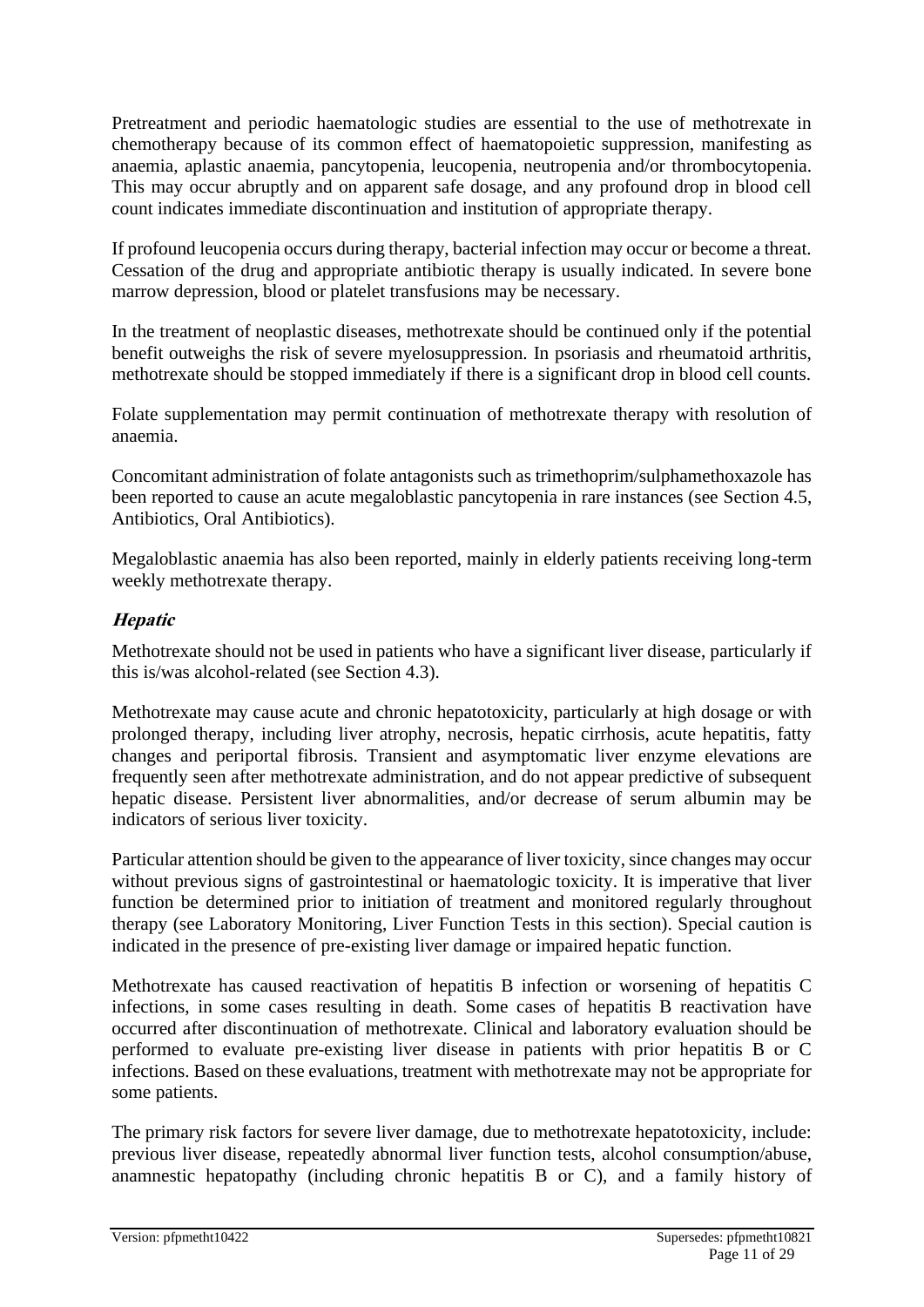Pretreatment and periodic haematologic studies are essential to the use of methotrexate in chemotherapy because of its common effect of haematopoietic suppression, manifesting as anaemia, aplastic anaemia, pancytopenia, leucopenia, neutropenia and/or thrombocytopenia. This may occur abruptly and on apparent safe dosage, and any profound drop in blood cell count indicates immediate discontinuation and institution of appropriate therapy.

If profound leucopenia occurs during therapy, bacterial infection may occur or become a threat. Cessation of the drug and appropriate antibiotic therapy is usually indicated. In severe bone marrow depression, blood or platelet transfusions may be necessary.

In the treatment of neoplastic diseases, methotrexate should be continued only if the potential benefit outweighs the risk of severe myelosuppression. In psoriasis and rheumatoid arthritis, methotrexate should be stopped immediately if there is a significant drop in blood cell counts.

Folate supplementation may permit continuation of methotrexate therapy with resolution of anaemia.

Concomitant administration of folate antagonists such as trimethoprim/sulphamethoxazole has been reported to cause an acute megaloblastic pancytopenia in rare instances (see Section 4.5, Antibiotics, Oral Antibiotics).

Megaloblastic anaemia has also been reported, mainly in elderly patients receiving long-term weekly methotrexate therapy.

***Hepatic***

Methotrexate should not be used in patients who have a significant liver disease, particularly if this is/was alcohol-related (see Section 4.3).

Methotrexate may cause acute and chronic hepatotoxicity, particularly at high dosage or with prolonged therapy, including liver atrophy, necrosis, hepatic cirrhosis, acute hepatitis, fatty changes and periportal fibrosis. Transient and asymptomatic liver enzyme elevations are frequently seen after methotrexate administration, and do not appear predictive of subsequent hepatic disease. Persistent liver abnormalities, and/or decrease of serum albumin may be indicators of serious liver toxicity.

Particular attention should be given to the appearance of liver toxicity, since changes may occur without previous signs of gastrointestinal or haematologic toxicity. It is imperative that liver function be determined prior to initiation of treatment and monitored regularly throughout therapy (see Laboratory Monitoring, Liver Function Tests in this section). Special caution is indicated in the presence of pre-existing liver damage or impaired hepatic function.

Methotrexate has caused reactivation of hepatitis B infection or worsening of hepatitis C infections, in some cases resulting in death. Some cases of hepatitis B reactivation have occurred after discontinuation of methotrexate. Clinical and laboratory evaluation should be performed to evaluate pre-existing liver disease in patients with prior hepatitis B or C infections. Based on these evaluations, treatment with methotrexate may not be appropriate for some patients.

The primary risk factors for severe liver damage, due to methotrexate hepatotoxicity, include: previous liver disease, repeatedly abnormal liver function tests, alcohol consumption/abuse, anamnestic hepatopathy (including chronic hepatitis B or C), and a family history of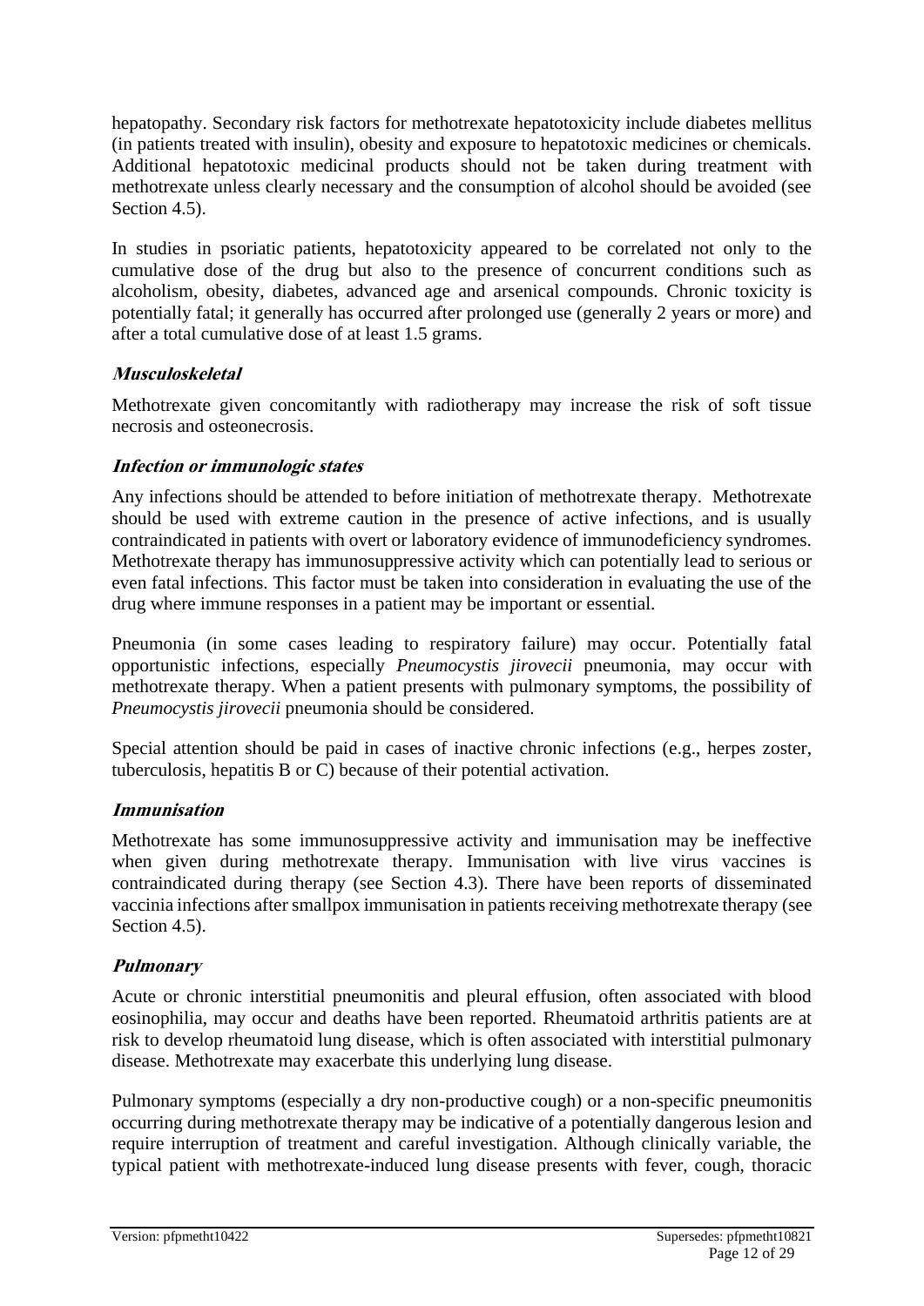hepatopathy. Secondary risk factors for methotrexate hepatotoxicity include diabetes mellitus (in patients treated with insulin), obesity and exposure to hepatotoxic medicines or chemicals. Additional hepatotoxic medicinal products should not be taken during treatment with methotrexate unless clearly necessary and the consumption of alcohol should be avoided (see Section 4.5).

In studies in psoriatic patients, hepatotoxicity appeared to be correlated not only to the cumulative dose of the drug but also to the presence of concurrent conditions such as alcoholism, obesity, diabetes, advanced age and arsenical compounds. Chronic toxicity is potentially fatal; it generally has occurred after prolonged use (generally 2 years or more) and after a total cumulative dose of at least 1.5 grams.

***Musculoskeletal***

Methotrexate given concomitantly with radiotherapy may increase the risk of soft tissue necrosis and osteonecrosis.

***Infection or immunologic states***

Any infections should be attended to before initiation of methotrexate therapy. Methotrexate should be used with extreme caution in the presence of active infections, and is usually contraindicated in patients with overt or laboratory evidence of immunodeficiency syndromes. Methotrexate therapy has immunosuppressive activity which can potentially lead to serious or even fatal infections. This factor must be taken into consideration in evaluating the use of the drug where immune responses in a patient may be important or essential.

Pneumonia (in some cases leading to respiratory failure) may occur. Potentially fatal opportunistic infections, especially *Pneumocystis jirovecii* pneumonia, may occur with methotrexate therapy. When a patient presents with pulmonary symptoms, the possibility of *Pneumocystis jirovecii* pneumonia should be considered.

Special attention should be paid in cases of inactive chronic infections (e.g., herpes zoster, tuberculosis, hepatitis B or C) because of their potential activation.

***Immunisation***

Methotrexate has some immunosuppressive activity and immunisation may be ineffective when given during methotrexate therapy. Immunisation with live virus vaccines is contraindicated during therapy (see Section 4.3). There have been reports of disseminated vaccinia infections after smallpox immunisation in patients receiving methotrexate therapy (see Section 4.5).

***Pulmonary***

Acute or chronic interstitial pneumonitis and pleural effusion, often associated with blood eosinophilia, may occur and deaths have been reported. Rheumatoid arthritis patients are at risk to develop rheumatoid lung disease, which is often associated with interstitial pulmonary disease. Methotrexate may exacerbate this underlying lung disease.

Pulmonary symptoms (especially a dry non-productive cough) or a non-specific pneumonitis occurring during methotrexate therapy may be indicative of a potentially dangerous lesion and require interruption of treatment and careful investigation. Although clinically variable, the typical patient with methotrexate-induced lung disease presents with fever, cough, thoracic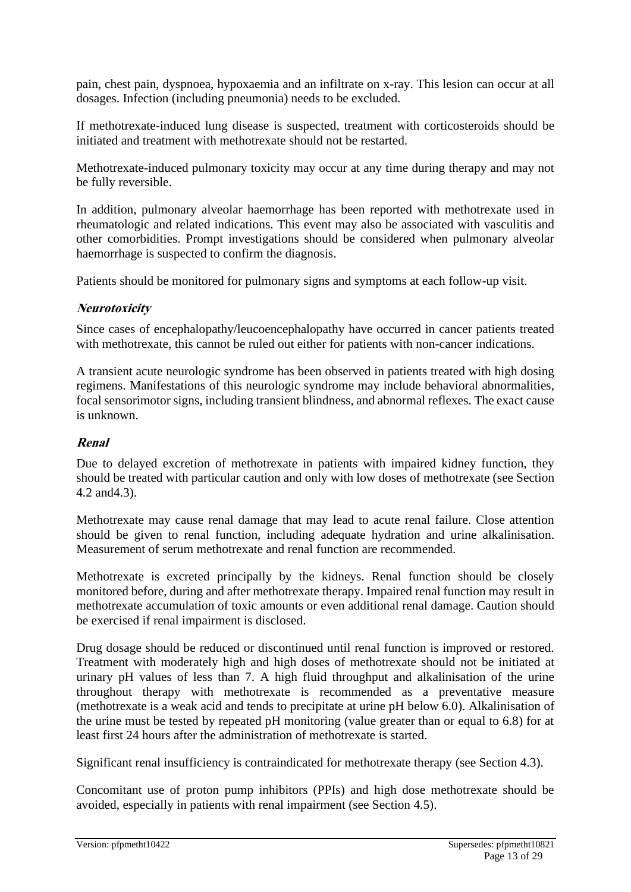pain, chest pain, dyspnoea, hypoxaemia and an infiltrate on x-ray. This lesion can occur at all dosages. Infection (including pneumonia) needs to be excluded.

If methotrexate-induced lung disease is suspected, treatment with corticosteroids should be initiated and treatment with methotrexate should not be restarted.

Methotrexate-induced pulmonary toxicity may occur at any time during therapy and may not be fully reversible.

In addition, pulmonary alveolar haemorrhage has been reported with methotrexate used in rheumatologic and related indications. This event may also be associated with vasculitis and other comorbidities. Prompt investigations should be considered when pulmonary alveolar haemorrhage is suspected to confirm the diagnosis.

Patients should be monitored for pulmonary signs and symptoms at each follow-up visit.

***Neurotoxicity***

Since cases of encephalopathy/leucoencephalopathy have occurred in cancer patients treated with methotrexate, this cannot be ruled out either for patients with non-cancer indications.

A transient acute neurologic syndrome has been observed in patients treated with high dosing regimens. Manifestations of this neurologic syndrome may include behavioral abnormalities, focal sensorimotor signs, including transient blindness, and abnormal reflexes. The exact cause is unknown.

***Renal***

Due to delayed excretion of methotrexate in patients with impaired kidney function, they should be treated with particular caution and only with low doses of methotrexate (see Section 4.2 and4.3).

Methotrexate may cause renal damage that may lead to acute renal failure. Close attention should be given to renal function, including adequate hydration and urine alkalinisation. Measurement of serum methotrexate and renal function are recommended.

Methotrexate is excreted principally by the kidneys. Renal function should be closely monitored before, during and after methotrexate therapy. Impaired renal function may result in methotrexate accumulation of toxic amounts or even additional renal damage. Caution should be exercised if renal impairment is disclosed.

Drug dosage should be reduced or discontinued until renal function is improved or restored. Treatment with moderately high and high doses of methotrexate should not be initiated at urinary pH values of less than 7. A high fluid throughput and alkalinisation of the urine throughout therapy with methotrexate is recommended as a preventative measure (methotrexate is a weak acid and tends to precipitate at urine pH below 6.0). Alkalinisation of the urine must be tested by repeated pH monitoring (value greater than or equal to 6.8) for at least first 24 hours after the administration of methotrexate is started.

Significant renal insufficiency is contraindicated for methotrexate therapy (see Section 4.3).

Concomitant use of proton pump inhibitors (PPIs) and high dose methotrexate should be avoided, especially in patients with renal impairment (see Section 4.5).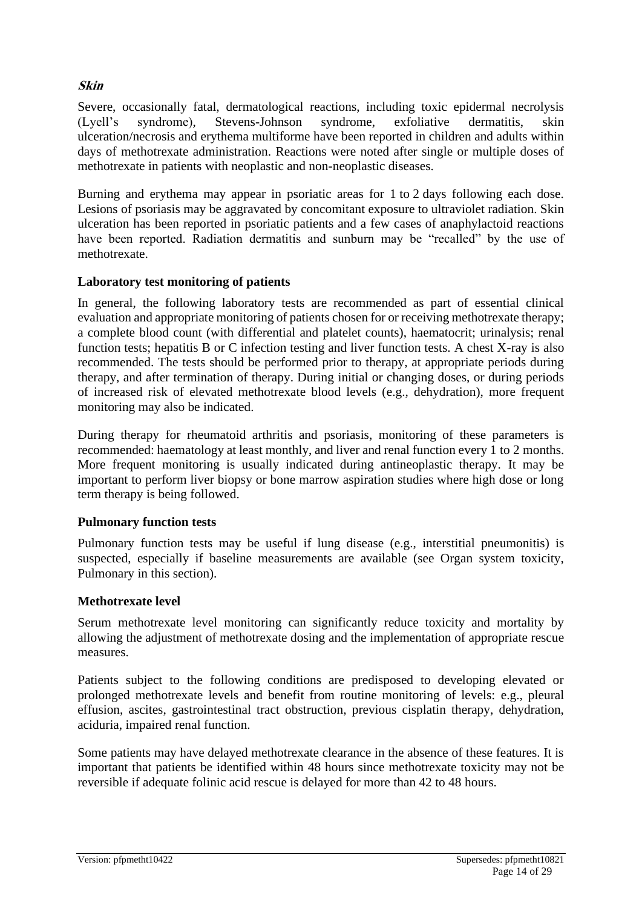***Skin***

Severe, occasionally fatal, dermatological reactions, including toxic epidermal necrolysis (Lyell's syndrome), Stevens-Johnson syndrome, exfoliative dermatitis, skin ulceration/necrosis and erythema multiforme have been reported in children and adults within days of methotrexate administration. Reactions were noted after single or multiple doses of methotrexate in patients with neoplastic and non-neoplastic diseases.

Burning and erythema may appear in psoriatic areas for 1 to 2 days following each dose. Lesions of psoriasis may be aggravated by concomitant exposure to ultraviolet radiation. Skin ulceration has been reported in psoriatic patients and a few cases of anaphylactoid reactions have been reported. Radiation dermatitis and sunburn may be "recalled" by the use of methotrexate.

**Laboratory test monitoring of patients**

In general, the following laboratory tests are recommended as part of essential clinical evaluation and appropriate monitoring of patients chosen for or receiving methotrexate therapy; a complete blood count (with differential and platelet counts), haematocrit; urinalysis; renal function tests; hepatitis B or C infection testing and liver function tests. A chest X-ray is also recommended. The tests should be performed prior to therapy, at appropriate periods during therapy, and after termination of therapy. During initial or changing doses, or during periods of increased risk of elevated methotrexate blood levels (e.g., dehydration), more frequent monitoring may also be indicated.

During therapy for rheumatoid arthritis and psoriasis, monitoring of these parameters is recommended: haematology at least monthly, and liver and renal function every 1 to 2 months. More frequent monitoring is usually indicated during antineoplastic therapy. It may be important to perform liver biopsy or bone marrow aspiration studies where high dose or long term therapy is being followed.

**Pulmonary function tests**

Pulmonary function tests may be useful if lung disease (e.g., interstitial pneumonitis) is suspected, especially if baseline measurements are available (see Organ system toxicity, Pulmonary in this section).

**Methotrexate level**

Serum methotrexate level monitoring can significantly reduce toxicity and mortality by allowing the adjustment of methotrexate dosing and the implementation of appropriate rescue measures.

Patients subject to the following conditions are predisposed to developing elevated or prolonged methotrexate levels and benefit from routine monitoring of levels: e.g., pleural effusion, ascites, gastrointestinal tract obstruction, previous cisplatin therapy, dehydration, aciduria, impaired renal function.

Some patients may have delayed methotrexate clearance in the absence of these features. It is important that patients be identified within 48 hours since methotrexate toxicity may not be reversible if adequate folinic acid rescue is delayed for more than 42 to 48 hours.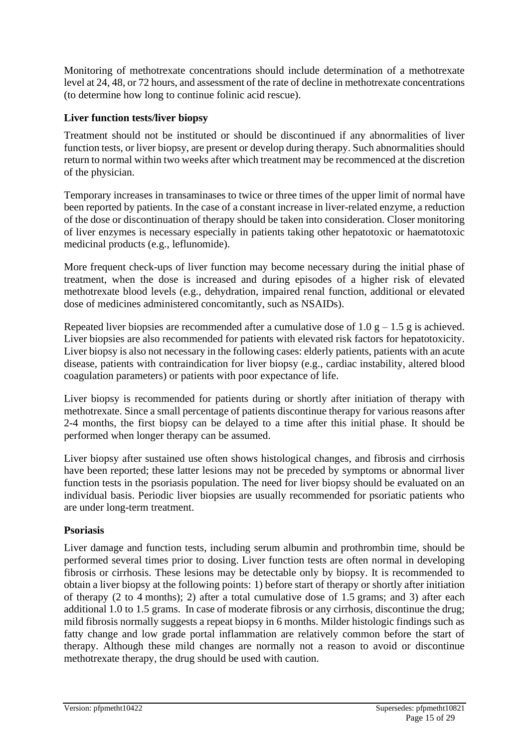Monitoring of methotrexate concentrations should include determination of a methotrexate level at 24, 48, or 72 hours, and assessment of the rate of decline in methotrexate concentrations (to determine how long to continue folinic acid rescue).

**Liver function tests/liver biopsy**

Treatment should not be instituted or should be discontinued if any abnormalities of liver function tests, or liver biopsy, are present or develop during therapy. Such abnormalities should return to normal within two weeks after which treatment may be recommenced at the discretion of the physician.

Temporary increases in transaminases to twice or three times of the upper limit of normal have been reported by patients. In the case of a constant increase in liver-related enzyme, a reduction of the dose or discontinuation of therapy should be taken into consideration. Closer monitoring of liver enzymes is necessary especially in patients taking other hepatotoxic or haematotoxic medicinal products (e.g., leflunomide).

More frequent check-ups of liver function may become necessary during the initial phase of treatment, when the dose is increased and during episodes of a higher risk of elevated methotrexate blood levels (e.g., dehydration, impaired renal function, additional or elevated dose of medicines administered concomitantly, such as NSAIDs).

Repeated liver biopsies are recommended after a cumulative dose of 1.0 g – 1.5 g is achieved. Liver biopsies are also recommended for patients with elevated risk factors for hepatotoxicity. Liver biopsy is also not necessary in the following cases: elderly patients, patients with an acute disease, patients with contraindication for liver biopsy (e.g., cardiac instability, altered blood coagulation parameters) or patients with poor expectance of life.

Liver biopsy is recommended for patients during or shortly after initiation of therapy with methotrexate. Since a small percentage of patients discontinue therapy for various reasons after 2-4 months, the first biopsy can be delayed to a time after this initial phase. It should be performed when longer therapy can be assumed.

Liver biopsy after sustained use often shows histological changes, and fibrosis and cirrhosis have been reported; these latter lesions may not be preceded by symptoms or abnormal liver function tests in the psoriasis population. The need for liver biopsy should be evaluated on an individual basis. Periodic liver biopsies are usually recommended for psoriatic patients who are under long-term treatment.

**Psoriasis**

Liver damage and function tests, including serum albumin and prothrombin time, should be performed several times prior to dosing. Liver function tests are often normal in developing fibrosis or cirrhosis. These lesions may be detectable only by biopsy. It is recommended to obtain a liver biopsy at the following points: 1) before start of therapy or shortly after initiation of therapy (2 to 4 months); 2) after a total cumulative dose of 1.5 grams; and 3) after each additional 1.0 to 1.5 grams. In case of moderate fibrosis or any cirrhosis, discontinue the drug; mild fibrosis normally suggests a repeat biopsy in 6 months. Milder histologic findings such as fatty change and low grade portal inflammation are relatively common before the start of therapy. Although these mild changes are normally not a reason to avoid or discontinue methotrexate therapy, the drug should be used with caution.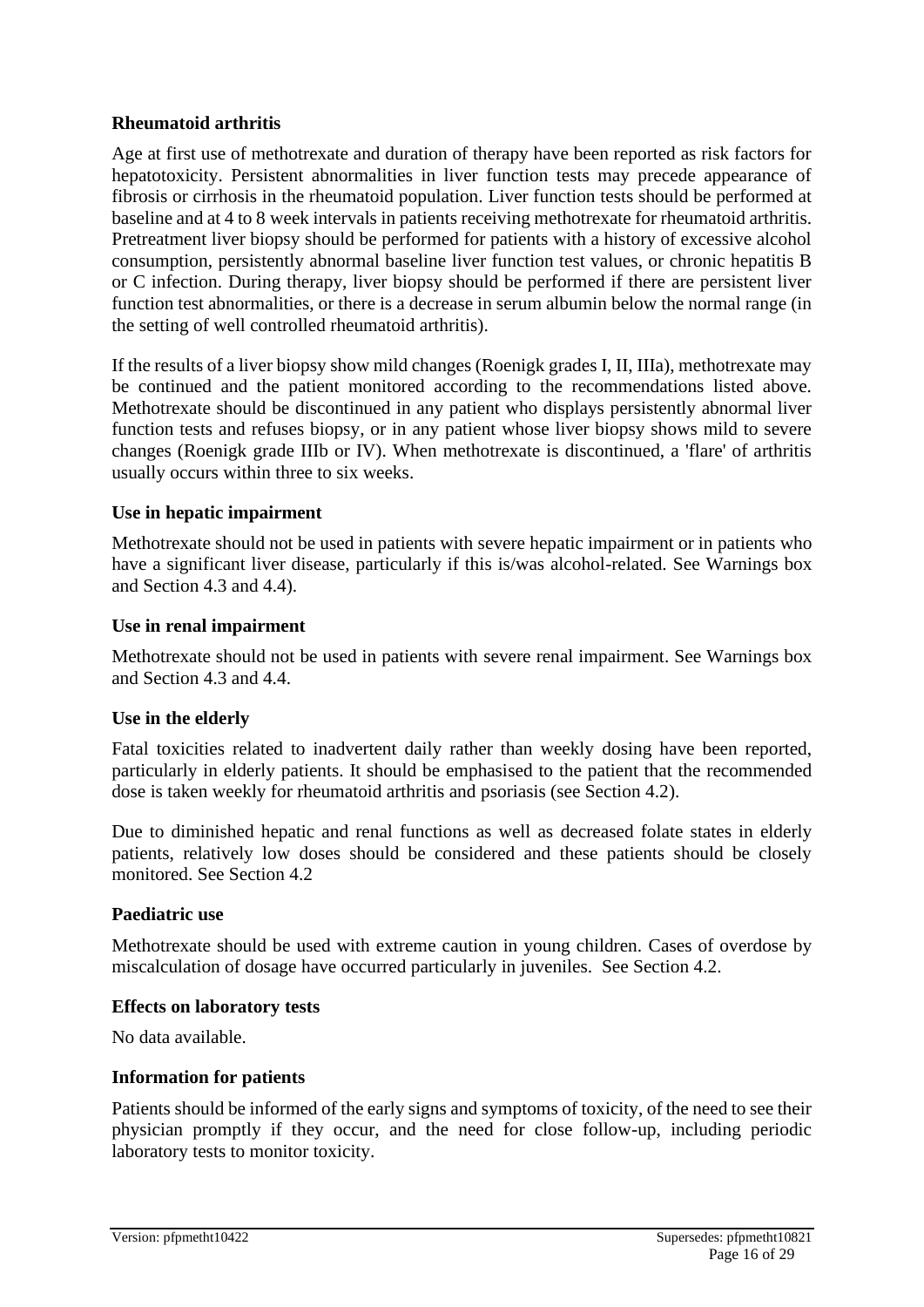**Rheumatoid arthritis**

Age at first use of methotrexate and duration of therapy have been reported as risk factors for hepatotoxicity. Persistent abnormalities in liver function tests may precede appearance of fibrosis or cirrhosis in the rheumatoid population. Liver function tests should be performed at baseline and at 4 to 8 week intervals in patients receiving methotrexate for rheumatoid arthritis. Pretreatment liver biopsy should be performed for patients with a history of excessive alcohol consumption, persistently abnormal baseline liver function test values, or chronic hepatitis B or C infection. During therapy, liver biopsy should be performed if there are persistent liver function test abnormalities, or there is a decrease in serum albumin below the normal range (in the setting of well controlled rheumatoid arthritis).

If the results of a liver biopsy show mild changes (Roenigk grades I, II, IIIa), methotrexate may be continued and the patient monitored according to the recommendations listed above. Methotrexate should be discontinued in any patient who displays persistently abnormal liver function tests and refuses biopsy, or in any patient whose liver biopsy shows mild to severe changes (Roenigk grade IIIb or IV). When methotrexate is discontinued, a 'flare' of arthritis usually occurs within three to six weeks.

**Use in hepatic impairment**

Methotrexate should not be used in patients with severe hepatic impairment or in patients who have a significant liver disease, particularly if this is/was alcohol-related. See Warnings box and Section 4.3 and 4.4).

**Use in renal impairment**

Methotrexate should not be used in patients with severe renal impairment. See Warnings box and Section 4.3 and 4.4.

**Use in the elderly**

Fatal toxicities related to inadvertent daily rather than weekly dosing have been reported, particularly in elderly patients. It should be emphasised to the patient that the recommended dose is taken weekly for rheumatoid arthritis and psoriasis (see Section 4.2).

Due to diminished hepatic and renal functions as well as decreased folate states in elderly patients, relatively low doses should be considered and these patients should be closely monitored. See Section 4.2

**Paediatric use**

Methotrexate should be used with extreme caution in young children. Cases of overdose by miscalculation of dosage have occurred particularly in juveniles. See Section 4.2.

**Effects on laboratory tests**

No data available.

**Information for patients**

Patients should be informed of the early signs and symptoms of toxicity, of the need to see their physician promptly if they occur, and the need for close follow-up, including periodic laboratory tests to monitor toxicity.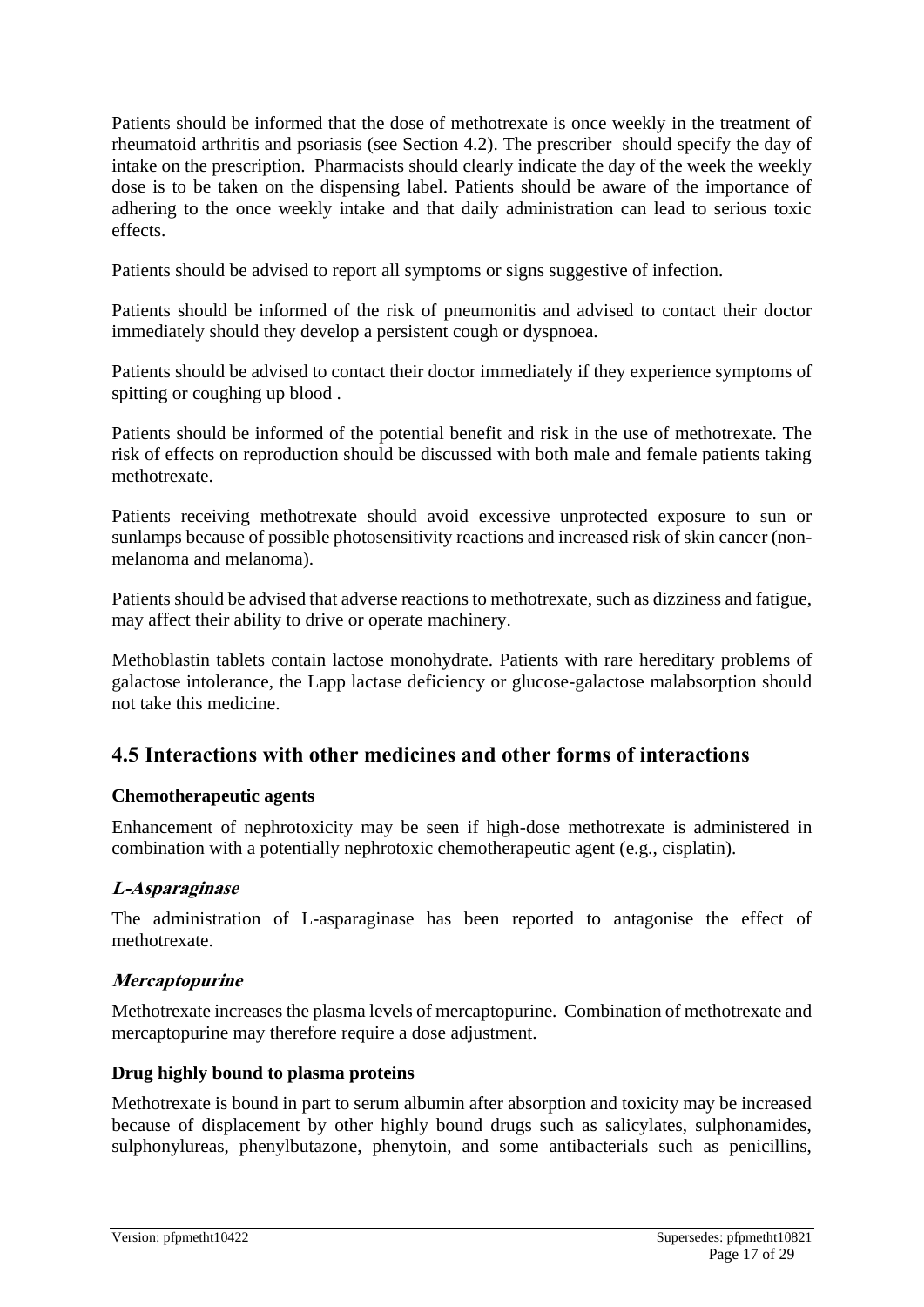Patients should be informed that the dose of methotrexate is once weekly in the treatment of rheumatoid arthritis and psoriasis (see Section 4.2). The prescriber should specify the day of intake on the prescription. Pharmacists should clearly indicate the day of the week the weekly dose is to be taken on the dispensing label. Patients should be aware of the importance of adhering to the once weekly intake and that daily administration can lead to serious toxic effects.

Patients should be advised to report all symptoms or signs suggestive of infection.

Patients should be informed of the risk of pneumonitis and advised to contact their doctor immediately should they develop a persistent cough or dyspnoea.

Patients should be advised to contact their doctor immediately if they experience symptoms of spitting or coughing up blood .

Patients should be informed of the potential benefit and risk in the use of methotrexate. The risk of effects on reproduction should be discussed with both male and female patients taking methotrexate.

Patients receiving methotrexate should avoid excessive unprotected exposure to sun or sunlamps because of possible photosensitivity reactions and increased risk of skin cancer (non-melanoma and melanoma).

Patients should be advised that adverse reactions to methotrexate, such as dizziness and fatigue, may affect their ability to drive or operate machinery.

Methoblastin tablets contain lactose monohydrate. Patients with rare hereditary problems of galactose intolerance, the Lapp lactase deficiency or glucose-galactose malabsorption should not take this medicine.

## 4.5 Interactions with other medicines and other forms of interactions

**Chemotherapeutic agents**

Enhancement of nephrotoxicity may be seen if high-dose methotrexate is administered in combination with a potentially nephrotoxic chemotherapeutic agent (e.g., cisplatin).

***L-Asparaginase***

The administration of L-asparaginase has been reported to antagonise the effect of methotrexate.

***Mercaptopurine***

Methotrexate increases the plasma levels of mercaptopurine. Combination of methotrexate and mercaptopurine may therefore require a dose adjustment.

**Drug highly bound to plasma proteins**

Methotrexate is bound in part to serum albumin after absorption and toxicity may be increased because of displacement by other highly bound drugs such as salicylates, sulphonamides, sulphonylureas, phenylbutazone, phenytoin, and some antibacterials such as penicillins,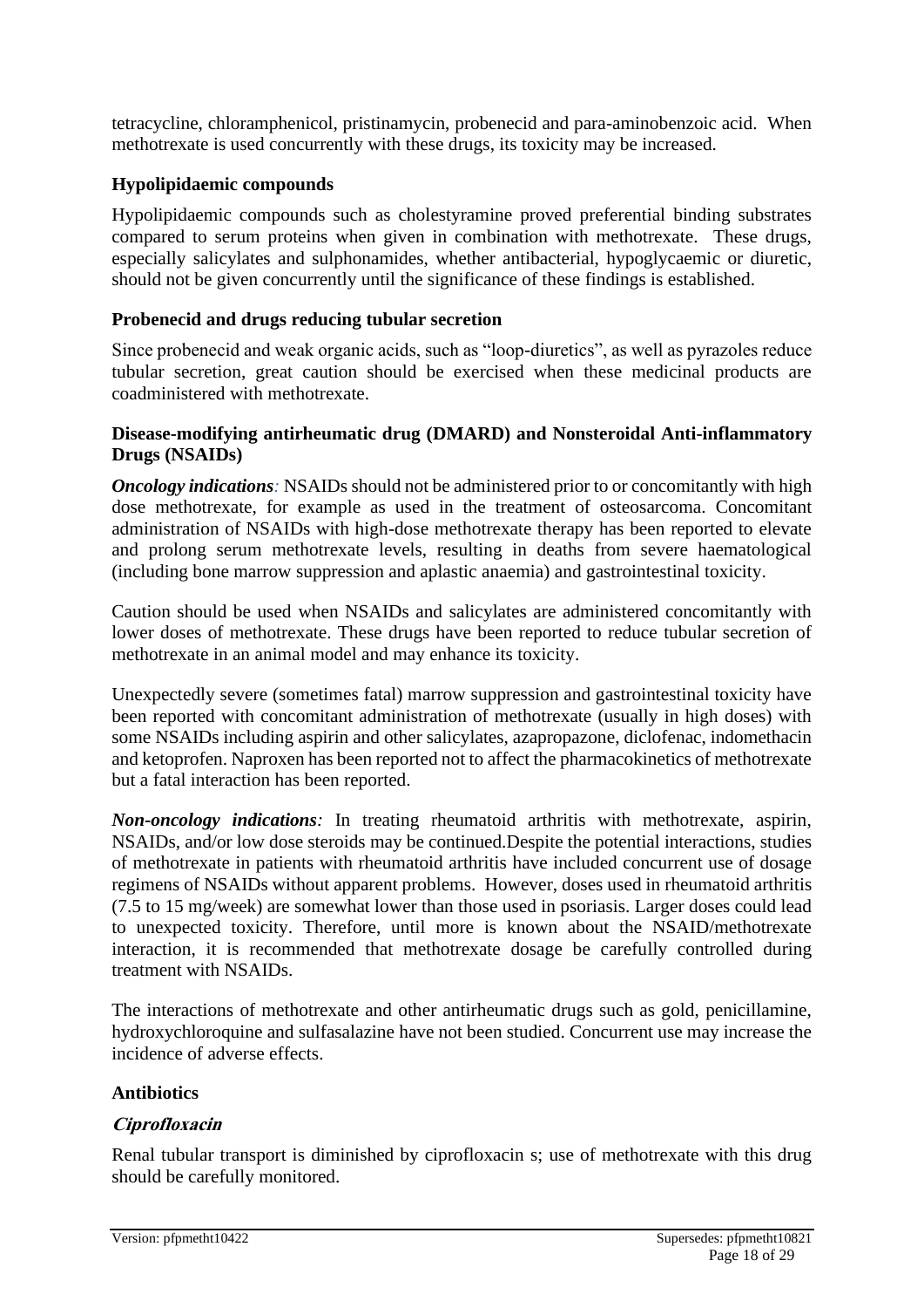tetracycline, chloramphenicol, pristinamycin, probenecid and para-aminobenzoic acid. When methotrexate is used concurrently with these drugs, its toxicity may be increased.

**Hypolipidaemic compounds**

Hypolipidaemic compounds such as cholestyramine proved preferential binding substrates compared to serum proteins when given in combination with methotrexate. These drugs, especially salicylates and sulphonamides, whether antibacterial, hypoglycaemic or diuretic, should not be given concurrently until the significance of these findings is established.

**Probenecid and drugs reducing tubular secretion**

Since probenecid and weak organic acids, such as "loop-diuretics", as well as pyrazoles reduce tubular secretion, great caution should be exercised when these medicinal products are coadministered with methotrexate.

**Disease-modifying antirheumatic drug (DMARD) and Nonsteroidal Anti-inflammatory Drugs (NSAIDs)**

***Oncology indications**:* NSAIDs should not be administered prior to or concomitantly with high dose methotrexate, for example as used in the treatment of osteosarcoma. Concomitant administration of NSAIDs with high-dose methotrexate therapy has been reported to elevate and prolong serum methotrexate levels, resulting in deaths from severe haematological (including bone marrow suppression and aplastic anaemia) and gastrointestinal toxicity.

Caution should be used when NSAIDs and salicylates are administered concomitantly with lower doses of methotrexate. These drugs have been reported to reduce tubular secretion of methotrexate in an animal model and may enhance its toxicity.

Unexpectedly severe (sometimes fatal) marrow suppression and gastrointestinal toxicity have been reported with concomitant administration of methotrexate (usually in high doses) with some NSAIDs including aspirin and other salicylates, azapropazone, diclofenac, indomethacin and ketoprofen. Naproxen has been reported not to affect the pharmacokinetics of methotrexate but a fatal interaction has been reported.

***Non-oncology indications**:* In treating rheumatoid arthritis with methotrexate, aspirin, NSAIDs, and/or low dose steroids may be continued.Despite the potential interactions, studies of methotrexate in patients with rheumatoid arthritis have included concurrent use of dosage regimens of NSAIDs without apparent problems. However, doses used in rheumatoid arthritis (7.5 to 15 mg/week) are somewhat lower than those used in psoriasis. Larger doses could lead to unexpected toxicity. Therefore, until more is known about the NSAID/methotrexate interaction, it is recommended that methotrexate dosage be carefully controlled during treatment with NSAIDs.

The interactions of methotrexate and other antirheumatic drugs such as gold, penicillamine, hydroxychloroquine and sulfasalazine have not been studied. Concurrent use may increase the incidence of adverse effects.

**Antibiotics**

***Ciprofloxacin***

Renal tubular transport is diminished by ciprofloxacin s; use of methotrexate with this drug should be carefully monitored.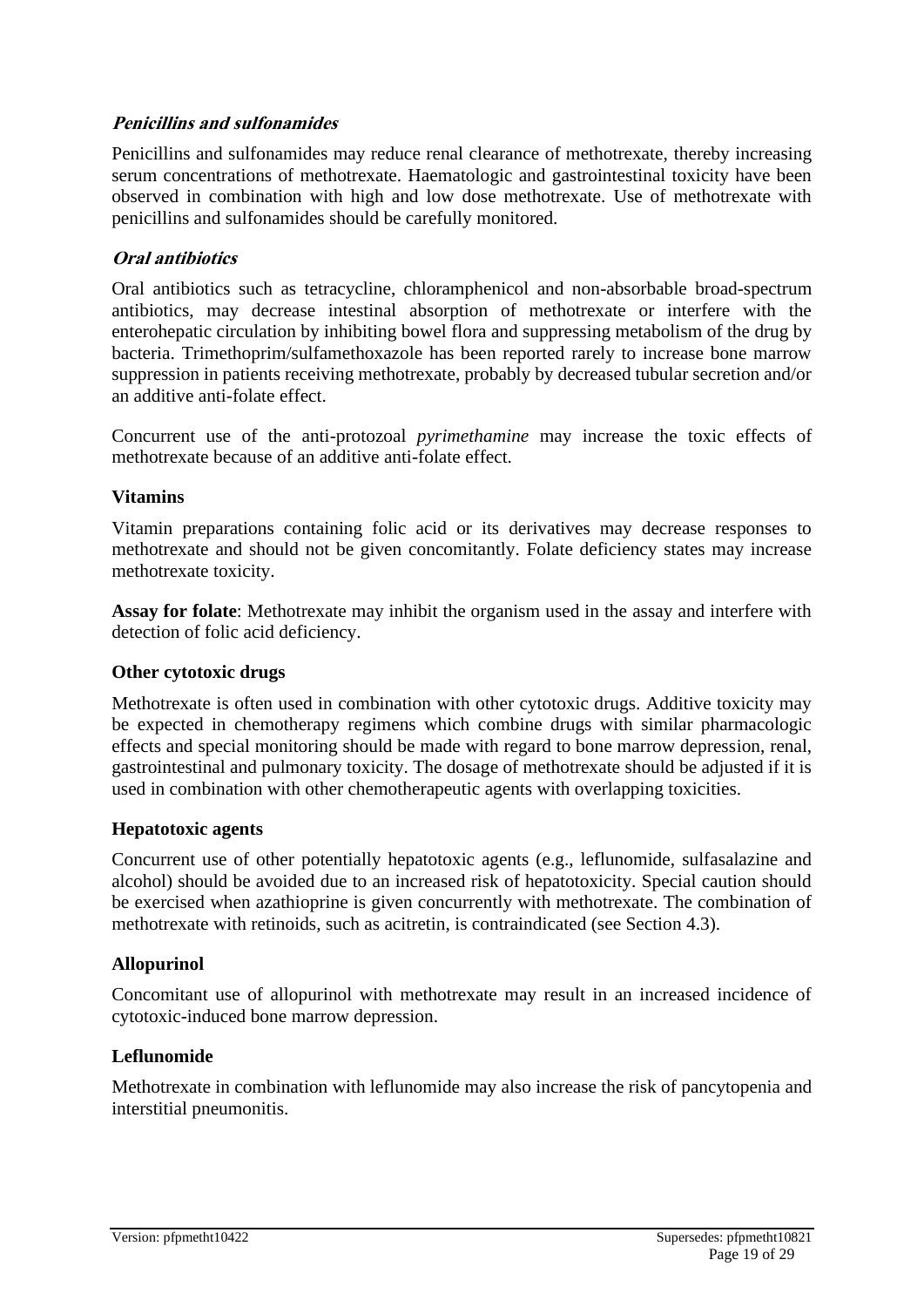#### ***Penicillins and sulfonamides***

Penicillins and sulfonamides may reduce renal clearance of methotrexate, thereby increasing serum concentrations of methotrexate. Haematologic and gastrointestinal toxicity have been observed in combination with high and low dose methotrexate. Use of methotrexate with penicillins and sulfonamides should be carefully monitored.

#### ***Oral antibiotics***

Oral antibiotics such as tetracycline, chloramphenicol and non-absorbable broad-spectrum antibiotics, may decrease intestinal absorption of methotrexate or interfere with the enterohepatic circulation by inhibiting bowel flora and suppressing metabolism of the drug by bacteria. Trimethoprim/sulfamethoxazole has been reported rarely to increase bone marrow suppression in patients receiving methotrexate, probably by decreased tubular secretion and/or an additive anti-folate effect.

Concurrent use of the anti-protozoal *pyrimethamine* may increase the toxic effects of methotrexate because of an additive anti-folate effect.

#### **Vitamins**

Vitamin preparations containing folic acid or its derivatives may decrease responses to methotrexate and should not be given concomitantly. Folate deficiency states may increase methotrexate toxicity.

**Assay for folate**: Methotrexate may inhibit the organism used in the assay and interfere with detection of folic acid deficiency.

#### **Other cytotoxic drugs**

Methotrexate is often used in combination with other cytotoxic drugs. Additive toxicity may be expected in chemotherapy regimens which combine drugs with similar pharmacologic effects and special monitoring should be made with regard to bone marrow depression, renal, gastrointestinal and pulmonary toxicity. The dosage of methotrexate should be adjusted if it is used in combination with other chemotherapeutic agents with overlapping toxicities.

#### **Hepatotoxic agents**

Concurrent use of other potentially hepatotoxic agents (e.g., leflunomide, sulfasalazine and alcohol) should be avoided due to an increased risk of hepatotoxicity. Special caution should be exercised when azathioprine is given concurrently with methotrexate. The combination of methotrexate with retinoids, such as acitretin, is contraindicated (see Section 4.3).

#### **Allopurinol**

Concomitant use of allopurinol with methotrexate may result in an increased incidence of cytotoxic-induced bone marrow depression.

#### **Leflunomide**

Methotrexate in combination with leflunomide may also increase the risk of pancytopenia and interstitial pneumonitis.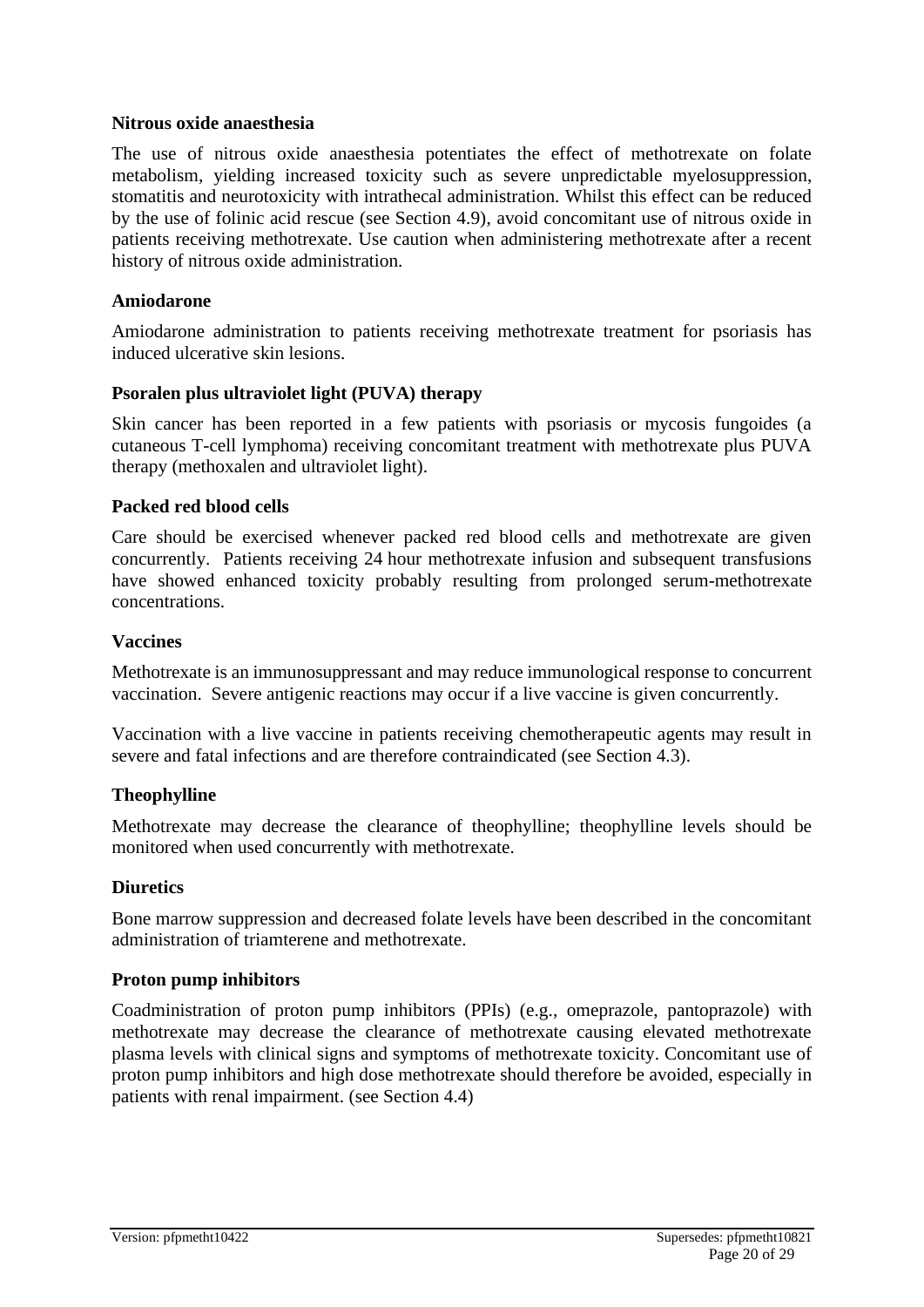**Nitrous oxide anaesthesia**

The use of nitrous oxide anaesthesia potentiates the effect of methotrexate on folate metabolism, yielding increased toxicity such as severe unpredictable myelosuppression, stomatitis and neurotoxicity with intrathecal administration. Whilst this effect can be reduced by the use of folinic acid rescue (see Section 4.9), avoid concomitant use of nitrous oxide in patients receiving methotrexate. Use caution when administering methotrexate after a recent history of nitrous oxide administration.

**Amiodarone**

Amiodarone administration to patients receiving methotrexate treatment for psoriasis has induced ulcerative skin lesions.

**Psoralen plus ultraviolet light (PUVA) therapy**

Skin cancer has been reported in a few patients with psoriasis or mycosis fungoides (a cutaneous T-cell lymphoma) receiving concomitant treatment with methotrexate plus PUVA therapy (methoxalen and ultraviolet light).

**Packed red blood cells**

Care should be exercised whenever packed red blood cells and methotrexate are given concurrently. Patients receiving 24 hour methotrexate infusion and subsequent transfusions have showed enhanced toxicity probably resulting from prolonged serum-methotrexate concentrations.

**Vaccines**

Methotrexate is an immunosuppressant and may reduce immunological response to concurrent vaccination. Severe antigenic reactions may occur if a live vaccine is given concurrently.

Vaccination with a live vaccine in patients receiving chemotherapeutic agents may result in severe and fatal infections and are therefore contraindicated (see Section 4.3).

**Theophylline**

Methotrexate may decrease the clearance of theophylline; theophylline levels should be monitored when used concurrently with methotrexate.

**Diuretics**

Bone marrow suppression and decreased folate levels have been described in the concomitant administration of triamterene and methotrexate.

**Proton pump inhibitors**

Coadministration of proton pump inhibitors (PPIs) (e.g., omeprazole, pantoprazole) with methotrexate may decrease the clearance of methotrexate causing elevated methotrexate plasma levels with clinical signs and symptoms of methotrexate toxicity. Concomitant use of proton pump inhibitors and high dose methotrexate should therefore be avoided, especially in patients with renal impairment. (see Section 4.4)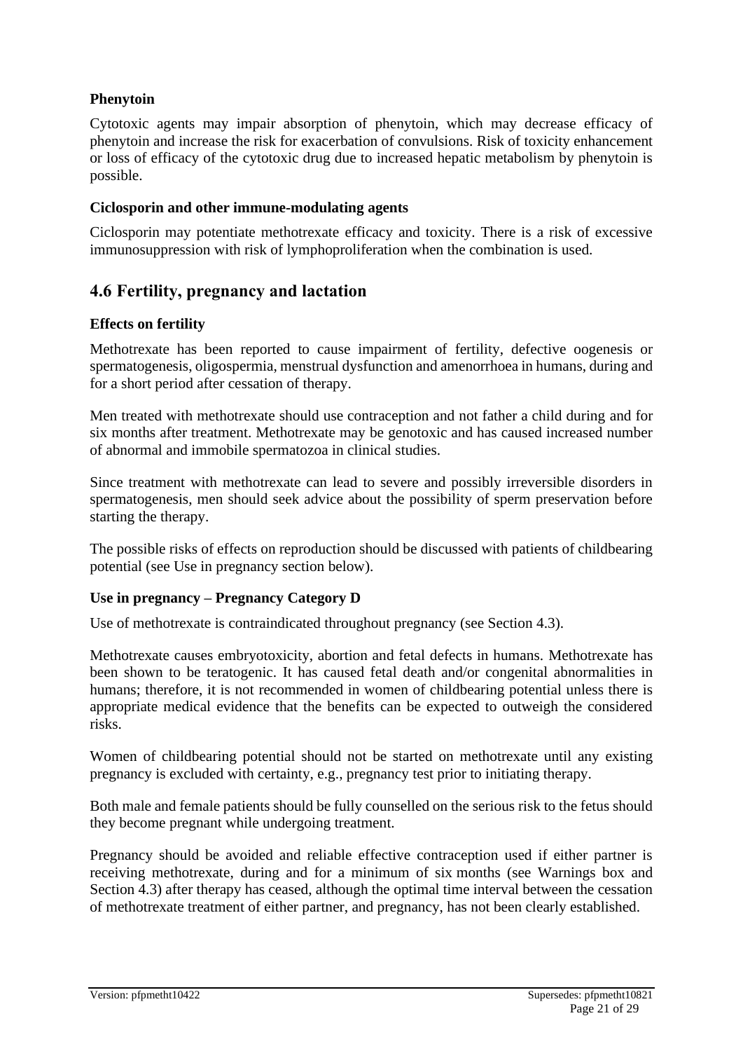**Phenytoin**

Cytotoxic agents may impair absorption of phenytoin, which may decrease efficacy of phenytoin and increase the risk for exacerbation of convulsions. Risk of toxicity enhancement or loss of efficacy of the cytotoxic drug due to increased hepatic metabolism by phenytoin is possible.

**Ciclosporin and other immune-modulating agents**

Ciclosporin may potentiate methotrexate efficacy and toxicity. There is a risk of excessive immunosuppression with risk of lymphoproliferation when the combination is used.

## 4.6 Fertility, pregnancy and lactation

**Effects on fertility**

Methotrexate has been reported to cause impairment of fertility, defective oogenesis or spermatogenesis, oligospermia, menstrual dysfunction and amenorrhoea in humans, during and for a short period after cessation of therapy.

Men treated with methotrexate should use contraception and not father a child during and for six months after treatment. Methotrexate may be genotoxic and has caused increased number of abnormal and immobile spermatozoa in clinical studies.

Since treatment with methotrexate can lead to severe and possibly irreversible disorders in spermatogenesis, men should seek advice about the possibility of sperm preservation before starting the therapy.

The possible risks of effects on reproduction should be discussed with patients of childbearing potential (see Use in pregnancy section below).

**Use in pregnancy – Pregnancy Category D**

Use of methotrexate is contraindicated throughout pregnancy (see Section 4.3).

Methotrexate causes embryotoxicity, abortion and fetal defects in humans. Methotrexate has been shown to be teratogenic. It has caused fetal death and/or congenital abnormalities in humans; therefore, it is not recommended in women of childbearing potential unless there is appropriate medical evidence that the benefits can be expected to outweigh the considered risks.

Women of childbearing potential should not be started on methotrexate until any existing pregnancy is excluded with certainty, e.g., pregnancy test prior to initiating therapy.

Both male and female patients should be fully counselled on the serious risk to the fetus should they become pregnant while undergoing treatment.

Pregnancy should be avoided and reliable effective contraception used if either partner is receiving methotrexate, during and for a minimum of six months (see Warnings box and Section 4.3) after therapy has ceased, although the optimal time interval between the cessation of methotrexate treatment of either partner, and pregnancy, has not been clearly established.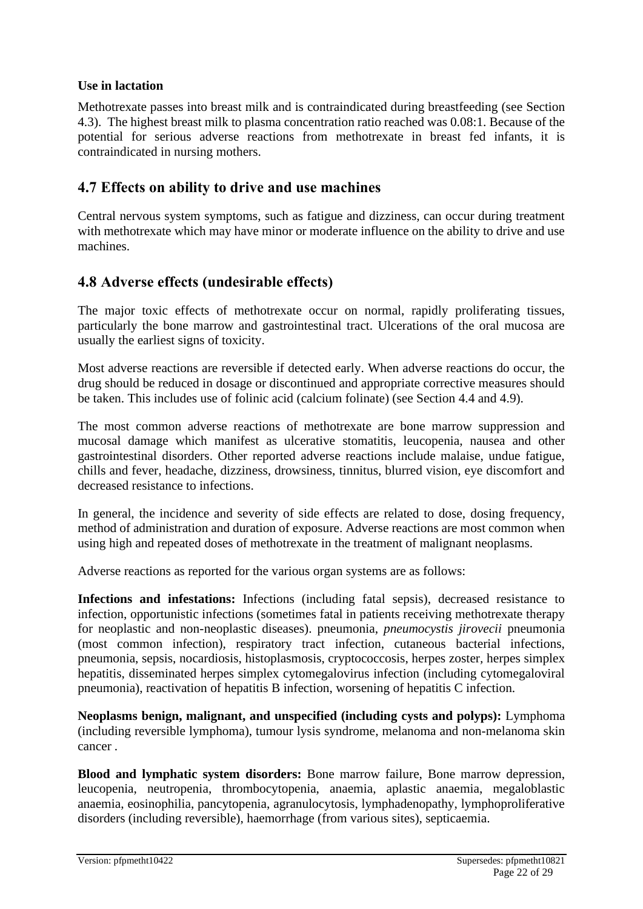**Use in lactation**

Methotrexate passes into breast milk and is contraindicated during breastfeeding (see Section 4.3). The highest breast milk to plasma concentration ratio reached was 0.08:1. Because of the potential for serious adverse reactions from methotrexate in breast fed infants, it is contraindicated in nursing mothers.

## 4.7 Effects on ability to drive and use machines

Central nervous system symptoms, such as fatigue and dizziness, can occur during treatment with methotrexate which may have minor or moderate influence on the ability to drive and use machines.

## 4.8 Adverse effects (undesirable effects)

The major toxic effects of methotrexate occur on normal, rapidly proliferating tissues, particularly the bone marrow and gastrointestinal tract. Ulcerations of the oral mucosa are usually the earliest signs of toxicity.

Most adverse reactions are reversible if detected early. When adverse reactions do occur, the drug should be reduced in dosage or discontinued and appropriate corrective measures should be taken. This includes use of folinic acid (calcium folinate) (see Section 4.4 and 4.9).

The most common adverse reactions of methotrexate are bone marrow suppression and mucosal damage which manifest as ulcerative stomatitis, leucopenia, nausea and other gastrointestinal disorders. Other reported adverse reactions include malaise, undue fatigue, chills and fever, headache, dizziness, drowsiness, tinnitus, blurred vision, eye discomfort and decreased resistance to infections.

In general, the incidence and severity of side effects are related to dose, dosing frequency, method of administration and duration of exposure. Adverse reactions are most common when using high and repeated doses of methotrexate in the treatment of malignant neoplasms.

Adverse reactions as reported for the various organ systems are as follows:

**Infections and infestations:** Infections (including fatal sepsis), decreased resistance to infection, opportunistic infections (sometimes fatal in patients receiving methotrexate therapy for neoplastic and non-neoplastic diseases). pneumonia, *pneumocystis jirovecii* pneumonia (most common infection), respiratory tract infection, cutaneous bacterial infections, pneumonia, sepsis, nocardiosis, histoplasmosis, cryptococcosis, herpes zoster, herpes simplex hepatitis, disseminated herpes simplex cytomegalovirus infection (including cytomegaloviral pneumonia), reactivation of hepatitis B infection, worsening of hepatitis C infection.

**Neoplasms benign, malignant, and unspecified (including cysts and polyps):** Lymphoma (including reversible lymphoma), tumour lysis syndrome, melanoma and non-melanoma skin cancer .

**Blood and lymphatic system disorders:** Bone marrow failure, Bone marrow depression, leucopenia, neutropenia, thrombocytopenia, anaemia, aplastic anaemia, megaloblastic anaemia, eosinophilia, pancytopenia, agranulocytosis, lymphadenopathy, lymphoproliferative disorders (including reversible), haemorrhage (from various sites), septicaemia.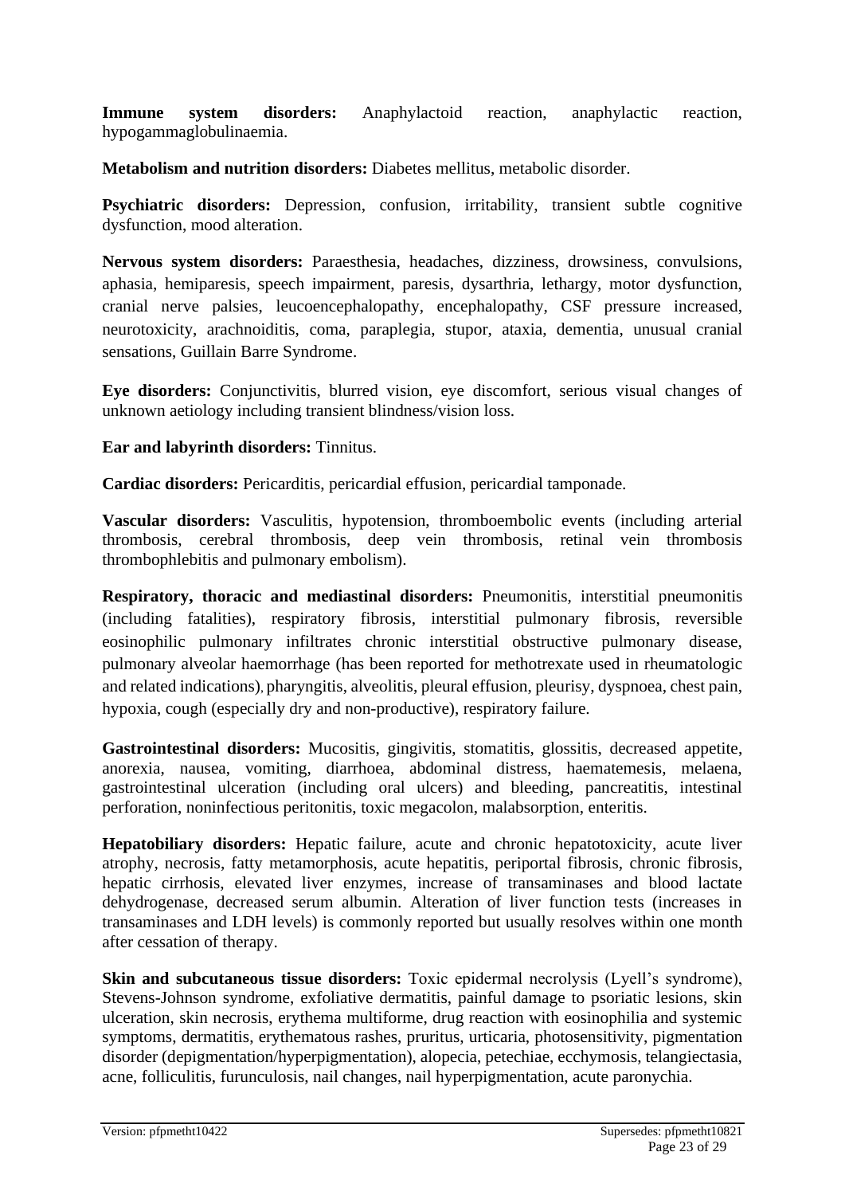**Immune system disorders:** Anaphylactoid reaction, anaphylactic reaction, hypogammaglobulinaemia.

**Metabolism and nutrition disorders:** Diabetes mellitus, metabolic disorder.

**Psychiatric disorders:** Depression, confusion, irritability, transient subtle cognitive dysfunction, mood alteration.

**Nervous system disorders:** Paraesthesia, headaches, dizziness, drowsiness, convulsions, aphasia, hemiparesis, speech impairment, paresis, dysarthria, lethargy, motor dysfunction, cranial nerve palsies, leucoencephalopathy, encephalopathy, CSF pressure increased, neurotoxicity, arachnoiditis, coma, paraplegia, stupor, ataxia, dementia, unusual cranial sensations, Guillain Barre Syndrome.

**Eye disorders:** Conjunctivitis, blurred vision, eye discomfort, serious visual changes of unknown aetiology including transient blindness/vision loss.

**Ear and labyrinth disorders:** Tinnitus.

**Cardiac disorders:** Pericarditis, pericardial effusion, pericardial tamponade.

**Vascular disorders:** Vasculitis, hypotension, thromboembolic events (including arterial thrombosis, cerebral thrombosis, deep vein thrombosis, retinal vein thrombosis thrombophlebitis and pulmonary embolism).

**Respiratory, thoracic and mediastinal disorders:** Pneumonitis, interstitial pneumonitis (including fatalities), respiratory fibrosis, interstitial pulmonary fibrosis, reversible eosinophilic pulmonary infiltrates chronic interstitial obstructive pulmonary disease, pulmonary alveolar haemorrhage (has been reported for methotrexate used in rheumatologic and related indications), pharyngitis, alveolitis, pleural effusion, pleurisy, dyspnoea, chest pain, hypoxia, cough (especially dry and non-productive), respiratory failure.

**Gastrointestinal disorders:** Mucositis, gingivitis, stomatitis, glossitis, decreased appetite, anorexia, nausea, vomiting, diarrhoea, abdominal distress, haematemesis, melaena, gastrointestinal ulceration (including oral ulcers) and bleeding, pancreatitis, intestinal perforation, noninfectious peritonitis, toxic megacolon, malabsorption, enteritis.

**Hepatobiliary disorders:** Hepatic failure, acute and chronic hepatotoxicity, acute liver atrophy, necrosis, fatty metamorphosis, acute hepatitis, periportal fibrosis, chronic fibrosis, hepatic cirrhosis, elevated liver enzymes, increase of transaminases and blood lactate dehydrogenase, decreased serum albumin. Alteration of liver function tests (increases in transaminases and LDH levels) is commonly reported but usually resolves within one month after cessation of therapy.

**Skin and subcutaneous tissue disorders:** Toxic epidermal necrolysis (Lyell's syndrome), Stevens-Johnson syndrome, exfoliative dermatitis, painful damage to psoriatic lesions, skin ulceration, skin necrosis, erythema multiforme, drug reaction with eosinophilia and systemic symptoms, dermatitis, erythematous rashes, pruritus, urticaria, photosensitivity, pigmentation disorder (depigmentation/hyperpigmentation), alopecia, petechiae, ecchymosis, telangiectasia, acne, folliculitis, furunculosis, nail changes, nail hyperpigmentation, acute paronychia.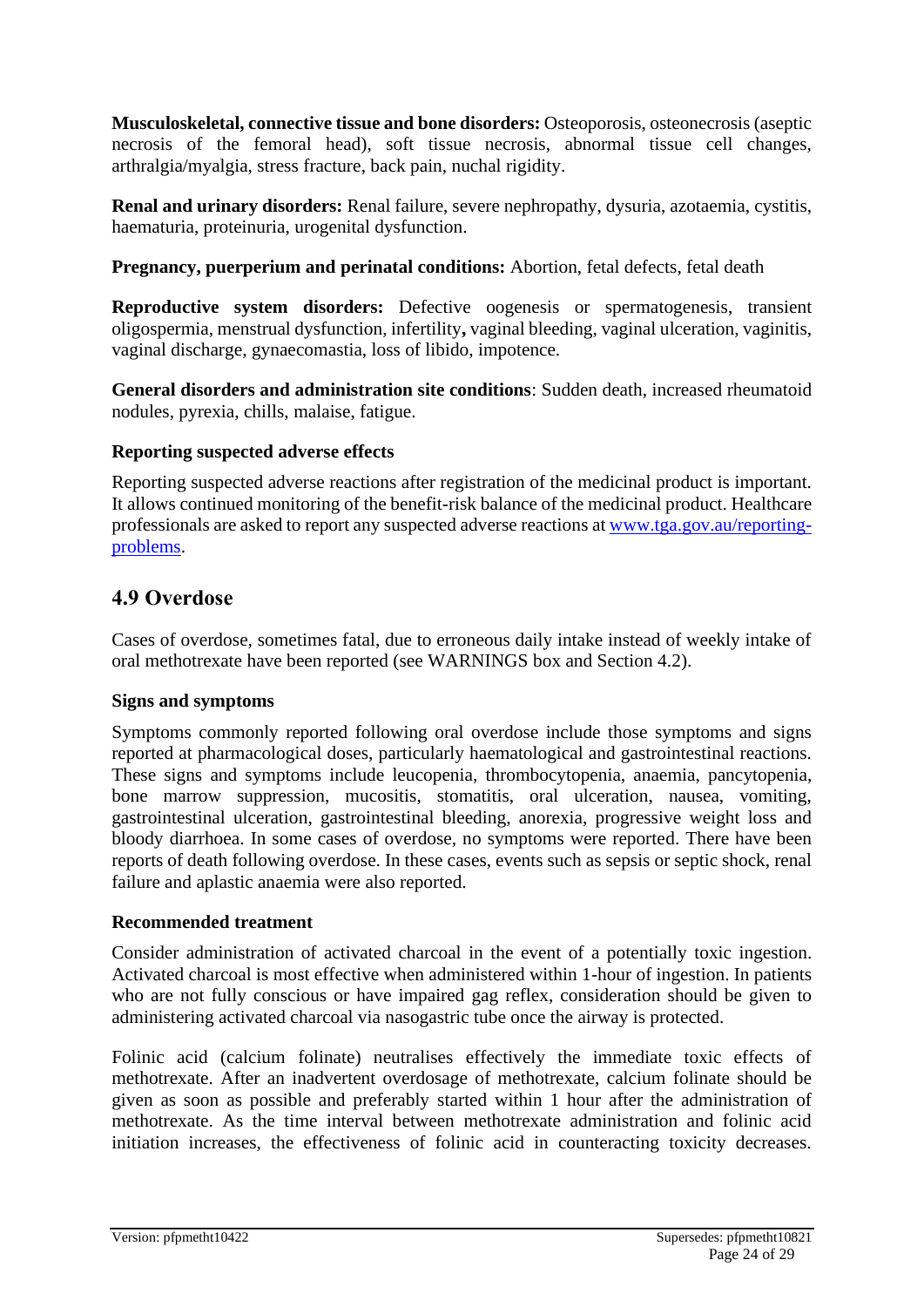**Musculoskeletal, connective tissue and bone disorders:** Osteoporosis, osteonecrosis (aseptic necrosis of the femoral head), soft tissue necrosis, abnormal tissue cell changes, arthralgia/myalgia, stress fracture, back pain, nuchal rigidity.

**Renal and urinary disorders:** Renal failure, severe nephropathy, dysuria, azotaemia, cystitis, haematuria, proteinuria, urogenital dysfunction.

**Pregnancy, puerperium and perinatal conditions:** Abortion, fetal defects, fetal death

**Reproductive system disorders:** Defective oogenesis or spermatogenesis, transient oligospermia, menstrual dysfunction, infertility**,** vaginal bleeding, vaginal ulceration, vaginitis, vaginal discharge, gynaecomastia, loss of libido, impotence.

**General disorders and administration site conditions**: Sudden death, increased rheumatoid nodules, pyrexia, chills, malaise, fatigue.

**Reporting suspected adverse effects**

Reporting suspected adverse reactions after registration of the medicinal product is important. It allows continued monitoring of the benefit-risk balance of the medicinal product. Healthcare professionals are asked to report any suspected adverse reactions at [www.tga.gov.au/reporting-problems](http://www.tga.gov.au/reporting-problems).

## 4.9 Overdose

Cases of overdose, sometimes fatal, due to erroneous daily intake instead of weekly intake of oral methotrexate have been reported (see WARNINGS box and Section 4.2).

**Signs and symptoms**

Symptoms commonly reported following oral overdose include those symptoms and signs reported at pharmacological doses, particularly haematological and gastrointestinal reactions. These signs and symptoms include leucopenia, thrombocytopenia, anaemia, pancytopenia, bone marrow suppression, mucositis, stomatitis, oral ulceration, nausea, vomiting, gastrointestinal ulceration, gastrointestinal bleeding, anorexia, progressive weight loss and bloody diarrhoea. In some cases of overdose, no symptoms were reported. There have been reports of death following overdose. In these cases, events such as sepsis or septic shock, renal failure and aplastic anaemia were also reported.

**Recommended treatment**

Consider administration of activated charcoal in the event of a potentially toxic ingestion. Activated charcoal is most effective when administered within 1-hour of ingestion. In patients who are not fully conscious or have impaired gag reflex, consideration should be given to administering activated charcoal via nasogastric tube once the airway is protected.

Folinic acid (calcium folinate) neutralises effectively the immediate toxic effects of methotrexate. After an inadvertent overdosage of methotrexate, calcium folinate should be given as soon as possible and preferably started within 1 hour after the administration of methotrexate. As the time interval between methotrexate administration and folinic acid initiation increases, the effectiveness of folinic acid in counteracting toxicity decreases.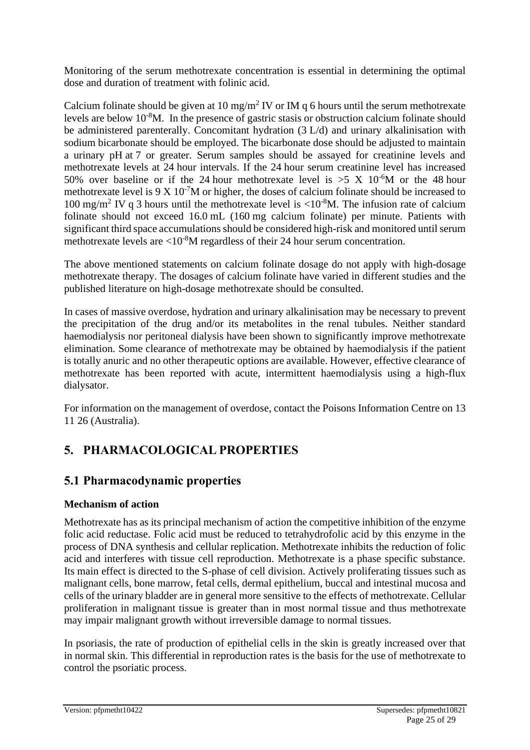Monitoring of the serum methotrexate concentration is essential in determining the optimal dose and duration of treatment with folinic acid.

Calcium folinate should be given at 10 $mg/m^2$ IV or IM q 6 hours until the serum methotrexate levels are below $10^{-8}$M. In the presence of gastric stasis or obstruction calcium folinate should be administered parenterally. Concomitant hydration (3 L/d) and urinary alkalinisation with sodium bicarbonate should be employed. The bicarbonate dose should be adjusted to maintain a urinary pH at 7 or greater. Serum samples should be assayed for creatinine levels and methotrexate levels at 24 hour intervals. If the 24 hour serum creatinine level has increased 50% over baseline or if the 24 hour methotrexate level is $>5 \times 10^{-6}$M or the 48 hour methotrexate level is $9 \times 10^{-7}$M or higher, the doses of calcium folinate should be increased to 100 $mg/m^2$ IV q 3 hours until the methotrexate level is $<10^{-8}$M. The infusion rate of calcium folinate should not exceed 16.0 mL (160 mg calcium folinate) per minute. Patients with significant third space accumulations should be considered high-risk and monitored until serum methotrexate levels are $<10^{-8}$M regardless of their 24 hour serum concentration.

The above mentioned statements on calcium folinate dosage do not apply with high-dosage methotrexate therapy. The dosages of calcium folinate have varied in different studies and the published literature on high-dosage methotrexate should be consulted.

In cases of massive overdose, hydration and urinary alkalinisation may be necessary to prevent the precipitation of the drug and/or its metabolites in the renal tubules. Neither standard haemodialysis nor peritoneal dialysis have been shown to significantly improve methotrexate elimination. Some clearance of methotrexate may be obtained by haemodialysis if the patient is totally anuric and no other therapeutic options are available. However, effective clearance of methotrexate has been reported with acute, intermittent haemodialysis using a high-flux dialysator.

For information on the management of overdose, contact the Poisons Information Centre on 13 11 26 (Australia).

# 5. PHARMACOLOGICAL PROPERTIES

## 5.1 Pharmacodynamic properties

**Mechanism of action**

Methotrexate has as its principal mechanism of action the competitive inhibition of the enzyme folic acid reductase. Folic acid must be reduced to tetrahydrofolic acid by this enzyme in the process of DNA synthesis and cellular replication. Methotrexate inhibits the reduction of folic acid and interferes with tissue cell reproduction. Methotrexate is a phase specific substance. Its main effect is directed to the S-phase of cell division. Actively proliferating tissues such as malignant cells, bone marrow, fetal cells, dermal epithelium, buccal and intestinal mucosa and cells of the urinary bladder are in general more sensitive to the effects of methotrexate. Cellular proliferation in malignant tissue is greater than in most normal tissue and thus methotrexate may impair malignant growth without irreversible damage to normal tissues.

In psoriasis, the rate of production of epithelial cells in the skin is greatly increased over that in normal skin. This differential in reproduction rates is the basis for the use of methotrexate to control the psoriatic process.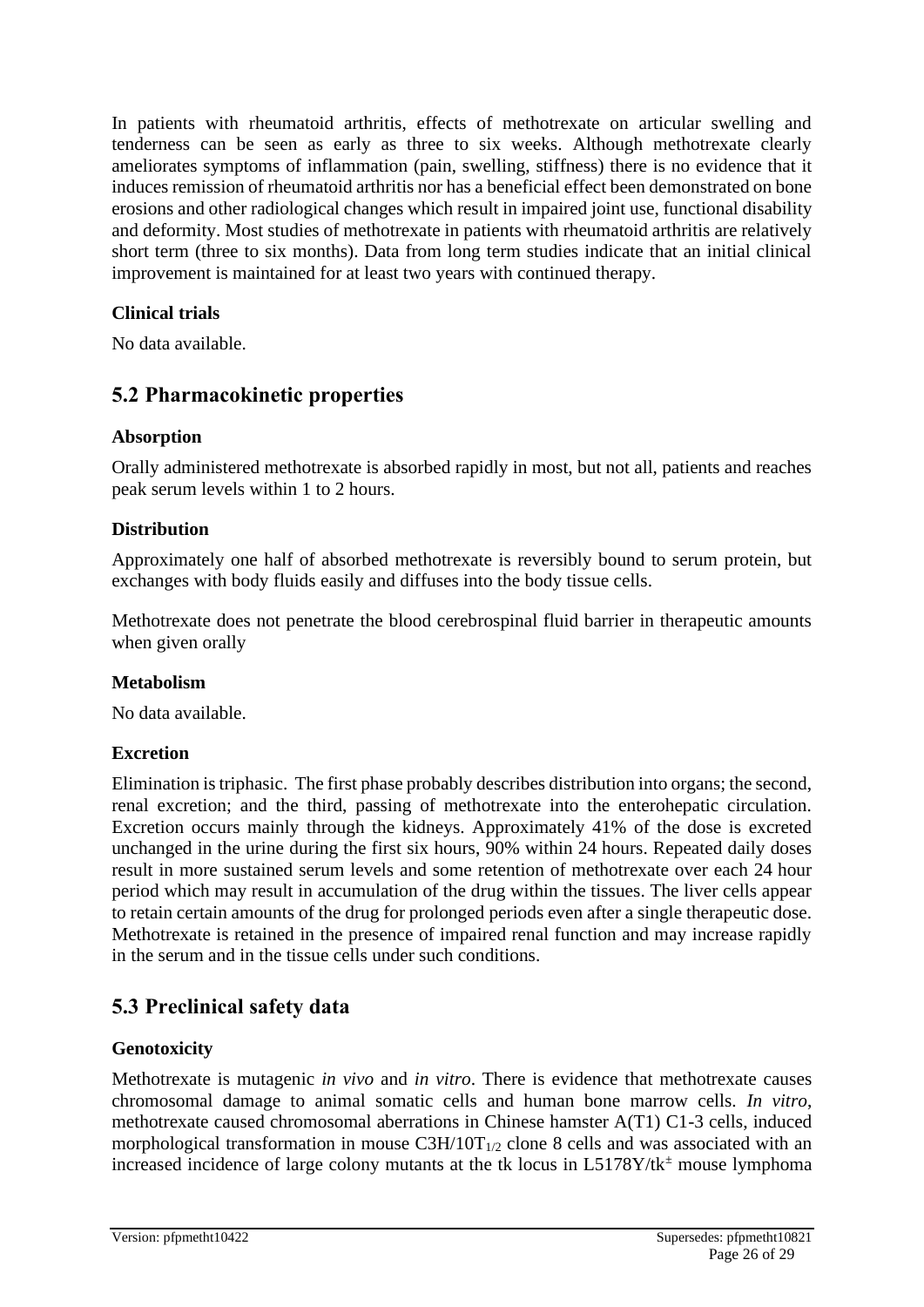In patients with rheumatoid arthritis, effects of methotrexate on articular swelling and tenderness can be seen as early as three to six weeks. Although methotrexate clearly ameliorates symptoms of inflammation (pain, swelling, stiffness) there is no evidence that it induces remission of rheumatoid arthritis nor has a beneficial effect been demonstrated on bone erosions and other radiological changes which result in impaired joint use, functional disability and deformity. Most studies of methotrexate in patients with rheumatoid arthritis are relatively short term (three to six months). Data from long term studies indicate that an initial clinical improvement is maintained for at least two years with continued therapy.

### Clinical trials

No data available.

## 5.2 Pharmacokinetic properties

### Absorption

Orally administered methotrexate is absorbed rapidly in most, but not all, patients and reaches peak serum levels within 1 to 2 hours.

### Distribution

Approximately one half of absorbed methotrexate is reversibly bound to serum protein, but exchanges with body fluids easily and diffuses into the body tissue cells.

Methotrexate does not penetrate the blood cerebrospinal fluid barrier in therapeutic amounts when given orally

### Metabolism

No data available.

### Excretion

Elimination is triphasic. The first phase probably describes distribution into organs; the second, renal excretion; and the third, passing of methotrexate into the enterohepatic circulation. Excretion occurs mainly through the kidneys. Approximately 41% of the dose is excreted unchanged in the urine during the first six hours, 90% within 24 hours. Repeated daily doses result in more sustained serum levels and some retention of methotrexate over each 24 hour period which may result in accumulation of the drug within the tissues. The liver cells appear to retain certain amounts of the drug for prolonged periods even after a single therapeutic dose. Methotrexate is retained in the presence of impaired renal function and may increase rapidly in the serum and in the tissue cells under such conditions.

## 5.3 Preclinical safety data

### Genotoxicity

Methotrexate is mutagenic *in vivo* and *in vitro*. There is evidence that methotrexate causes chromosomal damage to animal somatic cells and human bone marrow cells. *In vitro*, methotrexate caused chromosomal aberrations in Chinese hamster A(T1) C1-3 cells, induced morphological transformation in mouse C3H/10$T_{1/2}$ clone 8 cells and was associated with an increased incidence of large colony mutants at the tk locus in L5178Y/$tk^{\pm}$ mouse lymphoma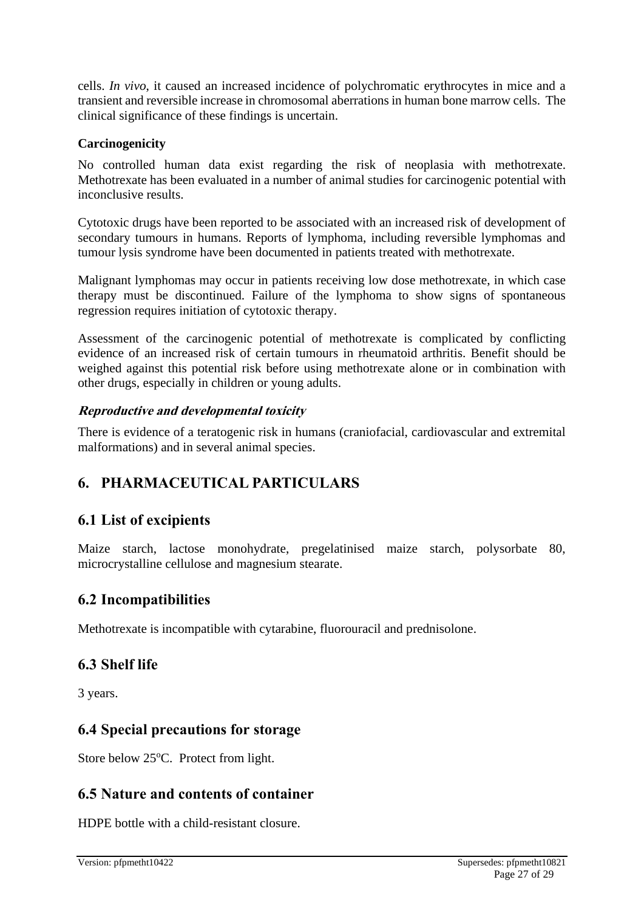cells. *In vivo*, it caused an increased incidence of polychromatic erythrocytes in mice and a transient and reversible increase in chromosomal aberrations in human bone marrow cells. The clinical significance of these findings is uncertain.

**Carcinogenicity**

No controlled human data exist regarding the risk of neoplasia with methotrexate. Methotrexate has been evaluated in a number of animal studies for carcinogenic potential with inconclusive results.

Cytotoxic drugs have been reported to be associated with an increased risk of development of secondary tumours in humans. Reports of lymphoma, including reversible lymphomas and tumour lysis syndrome have been documented in patients treated with methotrexate.

Malignant lymphomas may occur in patients receiving low dose methotrexate, in which case therapy must be discontinued. Failure of the lymphoma to show signs of spontaneous regression requires initiation of cytotoxic therapy.

Assessment of the carcinogenic potential of methotrexate is complicated by conflicting evidence of an increased risk of certain tumours in rheumatoid arthritis. Benefit should be weighed against this potential risk before using methotrexate alone or in combination with other drugs, especially in children or young adults.

***Reproductive and developmental toxicity***

There is evidence of a teratogenic risk in humans (craniofacial, cardiovascular and extremital malformations) and in several animal species.

# 6. PHARMACEUTICAL PARTICULARS

## 6.1 List of excipients

Maize starch, lactose monohydrate, pregelatinised maize starch, polysorbate 80, microcrystalline cellulose and magnesium stearate.

## 6.2 Incompatibilities

Methotrexate is incompatible with cytarabine, fluorouracil and prednisolone.

## 6.3 Shelf life

3 years.

## 6.4 Special precautions for storage

Store below 25°C. Protect from light.

## 6.5 Nature and contents of container

HDPE bottle with a child-resistant closure.

Version: pfpmetht10422 Supersedes: pfpmetht10821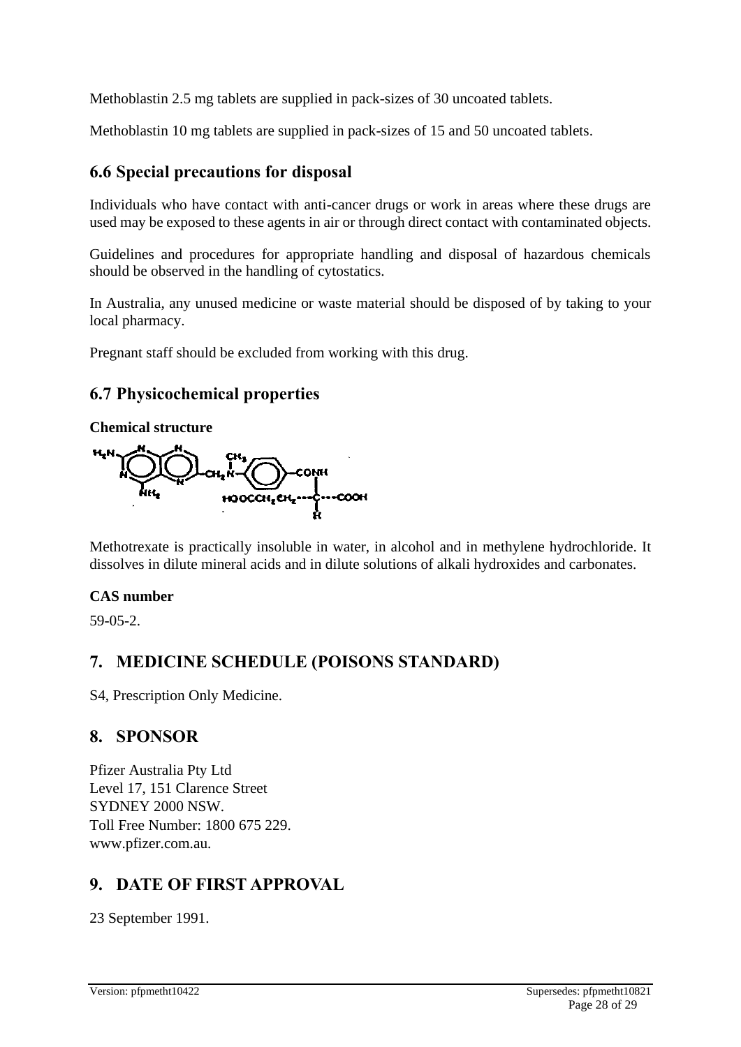Methoblastin 2.5 mg tablets are supplied in pack-sizes of 30 uncoated tablets.

Methoblastin 10 mg tablets are supplied in pack-sizes of 15 and 50 uncoated tablets.

## 6.6 Special precautions for disposal

Individuals who have contact with anti-cancer drugs or work in areas where these drugs are used may be exposed to these agents in air or through direct contact with contaminated objects.

Guidelines and procedures for appropriate handling and disposal of hazardous chemicals should be observed in the handling of cytostatics.

In Australia, any unused medicine or waste material should be disposed of by taking to your local pharmacy.

Pregnant staff should be excluded from working with this drug.

## 6.7 Physicochemical properties

**Chemical structure**

Methotrexate is practically insoluble in water, in alcohol and in methylene hydrochloride. It dissolves in dilute mineral acids and in dilute solutions of alkali hydroxides and carbonates.

**CAS number**

59-05-2.

# 7. MEDICINE SCHEDULE (POISONS STANDARD)

S4, Prescription Only Medicine.

# 8. SPONSOR

Pfizer Australia Pty Ltd
Level 17, 151 Clarence Street
SYDNEY 2000 NSW.
Toll Free Number: 1800 675 229.
www.pfizer.com.au.

# 9. DATE OF FIRST APPROVAL

23 September 1991.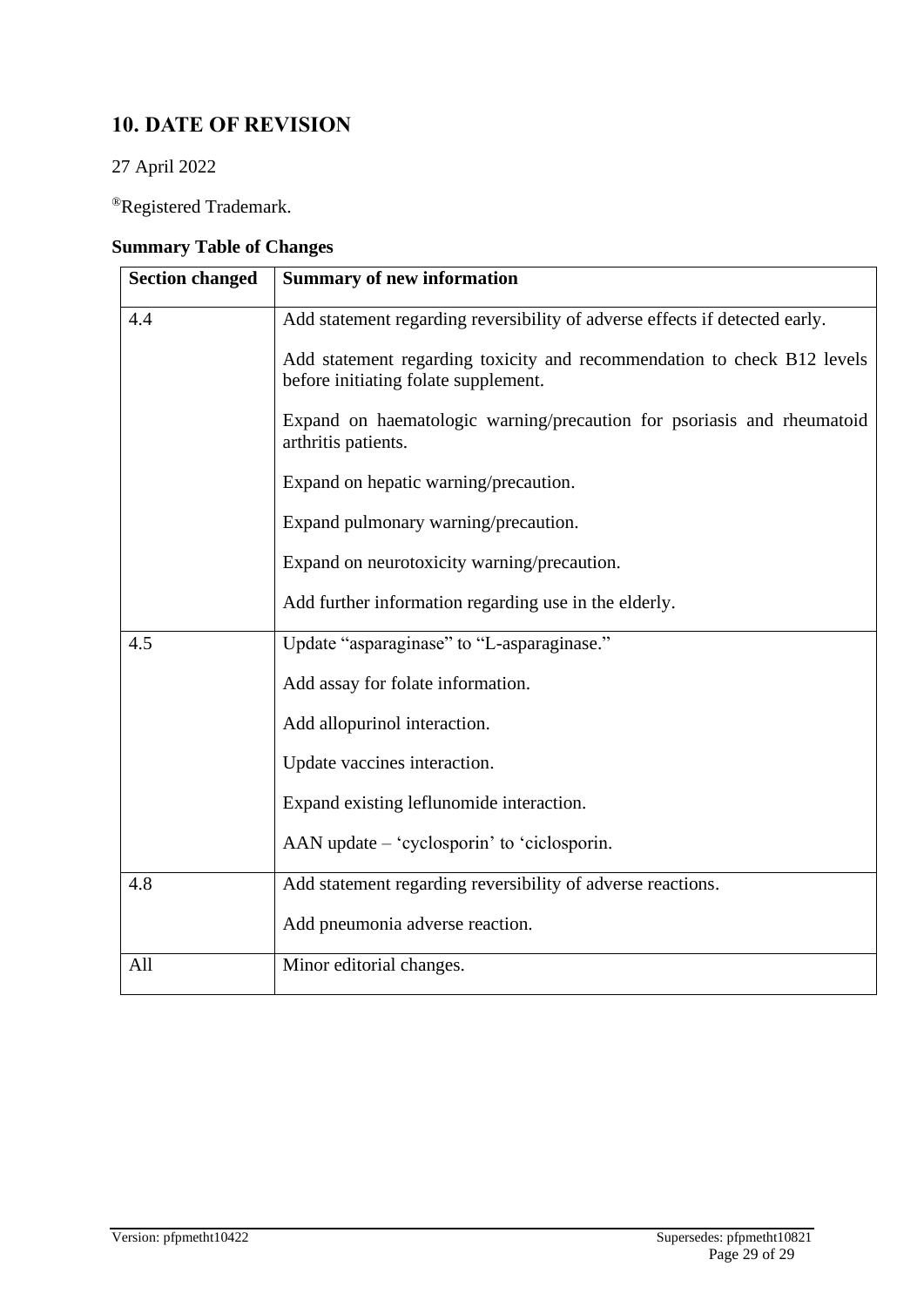## 10. DATE OF REVISION

27 April 2022

®Registered Trademark.

**Summary Table of Changes**

| Section changed | Summary of new information |
|---|---|
| 4.4 | Add statement regarding reversibility of adverse effects if detected early.<br><br>Add statement regarding toxicity and recommendation to check B12 levels before initiating folate supplement.<br><br>Expand on haematologic warning/precaution for psoriasis and rheumatoid arthritis patients.<br><br>Expand on hepatic warning/precaution.<br><br>Expand pulmonary warning/precaution.<br><br>Expand on neurotoxicity warning/precaution.<br><br>Add further information regarding use in the elderly. |
| 4.5 | Update "asparaginase" to "L-asparaginase."<br><br>Add assay for folate information.<br><br>Add allopurinol interaction.<br><br>Update vaccines interaction.<br><br>Expand existing leflunomide interaction.<br><br>AAN update – 'cyclosporin' to 'ciclosporin. |
| 4.8 | Add statement regarding reversibility of adverse reactions.<br><br>Add pneumonia adverse reaction. |
| All | Minor editorial changes. |

Version: pfpmetht10422 Supersedes: pfpmetht10821